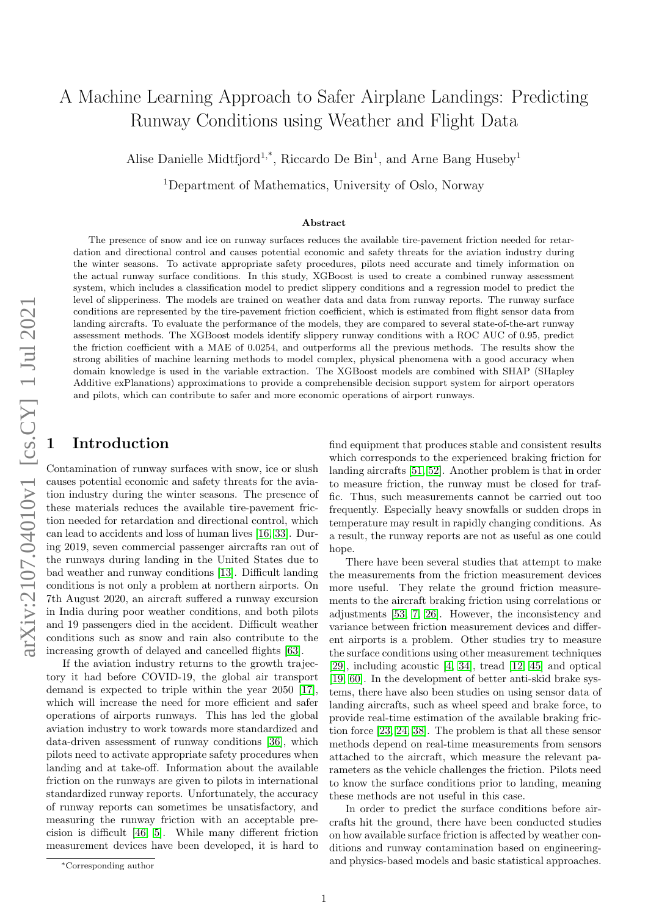# A Machine Learning Approach to Safer Airplane Landings: Predicting Runway Conditions using Weather and Flight Data

Alise Danielle Midtfjord[1,*], Riccardo De Bin[1], and Arne Bang Huseby[1]

[1]Department of Mathematics, University of Oslo, Norway

### Abstract

The presence of snow and ice on runway surfaces reduces the available tire-pavement friction needed for retardation and directional control and causes potential economic and safety threats for the aviation industry during the winter seasons. To activate appropriate safety procedures, pilots need accurate and timely information on the actual runway surface conditions. In this study, XGBoost is used to create a combined runway assessment system, which includes a classification model to predict slippery conditions and a regression model to predict the level of slipperiness. The models are trained on weather data and data from runway reports. The runway surface conditions are represented by the tire-pavement friction coefficient, which is estimated from flight sensor data from landing aircrafts. To evaluate the performance of the models, they are compared to several state-of-the-art runway assessment methods. The XGBoost models identify slippery runway conditions with a ROC AUC of 0.95, predict the friction coefficient with a MAE of 0.0254, and outperforms all the previous methods. The results show the strong abilities of machine learning methods to model complex, physical phenomena with a good accuracy when domain knowledge is used in the variable extraction. The XGBoost models are combined with SHAP (SHapley Additive exPlanations) approximations to provide a comprehensible decision support system for airport operators and pilots, which can contribute to safer and more economic operations of airport runways.

## 1 Introduction

Contamination of runway surfaces with snow, ice or slush causes potential economic and safety threats for the aviation industry during the winter seasons. The presence of these materials reduces the available tire-pavement friction needed for retardation and directional control, which can lead to accidents and loss of human lives [16, 33]. During 2019, seven commercial passenger aircrafts ran out of the runways during landing in the United States due to bad weather and runway conditions [13]. Difficult landing conditions is not only a problem at northern airports. On 7th August 2020, an aircraft suffered a runway excursion in India during poor weather conditions, and both pilots and 19 passengers died in the accident. Difficult weather conditions such as snow and rain also contribute to the increasing growth of delayed and cancelled flights [63].

If the aviation industry returns to the growth trajectory it had before COVID-19, the global air transport demand is expected to triple within the year 2050 [17], which will increase the need for more efficient and safer operations of airports runways. This has led the global aviation industry to work towards more standardized and data-driven assessment of runway conditions [36], which pilots need to activate appropriate safety procedures when landing and at take-off. Information about the available friction on the runways are given to pilots in international standardized runway reports. Unfortunately, the accuracy of runway reports can sometimes be unsatisfactory, and measuring the runway friction with an acceptable precision is difficult [46, 5]. While many different friction measurement devices have been developed, it is hard to find equipment that produces stable and consistent results which corresponds to the experienced braking friction for landing aircrafts [51, 52]. Another problem is that in order to measure friction, the runway must be closed for traffic. Thus, such measurements cannot be carried out too frequently. Especially heavy snowfalls or sudden drops in temperature may result in rapidly changing conditions. As a result, the runway reports are not as useful as one could hope.

There have been several studies that attempt to make the measurements from the friction measurement devices more useful. They relate the ground friction measurements to the aircraft braking friction using correlations or adjustments [53, 7, 26]. However, the inconsistency and variance between friction measurement devices and different airports is a problem. Other studies try to measure the surface conditions using other measurement techniques [29], including acoustic [4, 34], tread [12, 45] and optical [19, 60]. In the development of better anti-skid brake systems, there have also been studies on using sensor data of landing aircrafts, such as wheel speed and brake force, to provide real-time estimation of the available braking friction force [23, 24, 38]. The problem is that all these sensor methods depend on real-time measurements from sensors attached to the aircraft, which measure the relevant parameters as the vehicle challenges the friction. Pilots need to know the surface conditions prior to landing, meaning these methods are not useful in this case.

In order to predict the surface conditions before aircrafts hit the ground, there have been conducted studies on how available surface friction is affected by weather conditions and runway contamination based on engineering- and physics-based models and basic statistical approaches.

[*]Corresponding author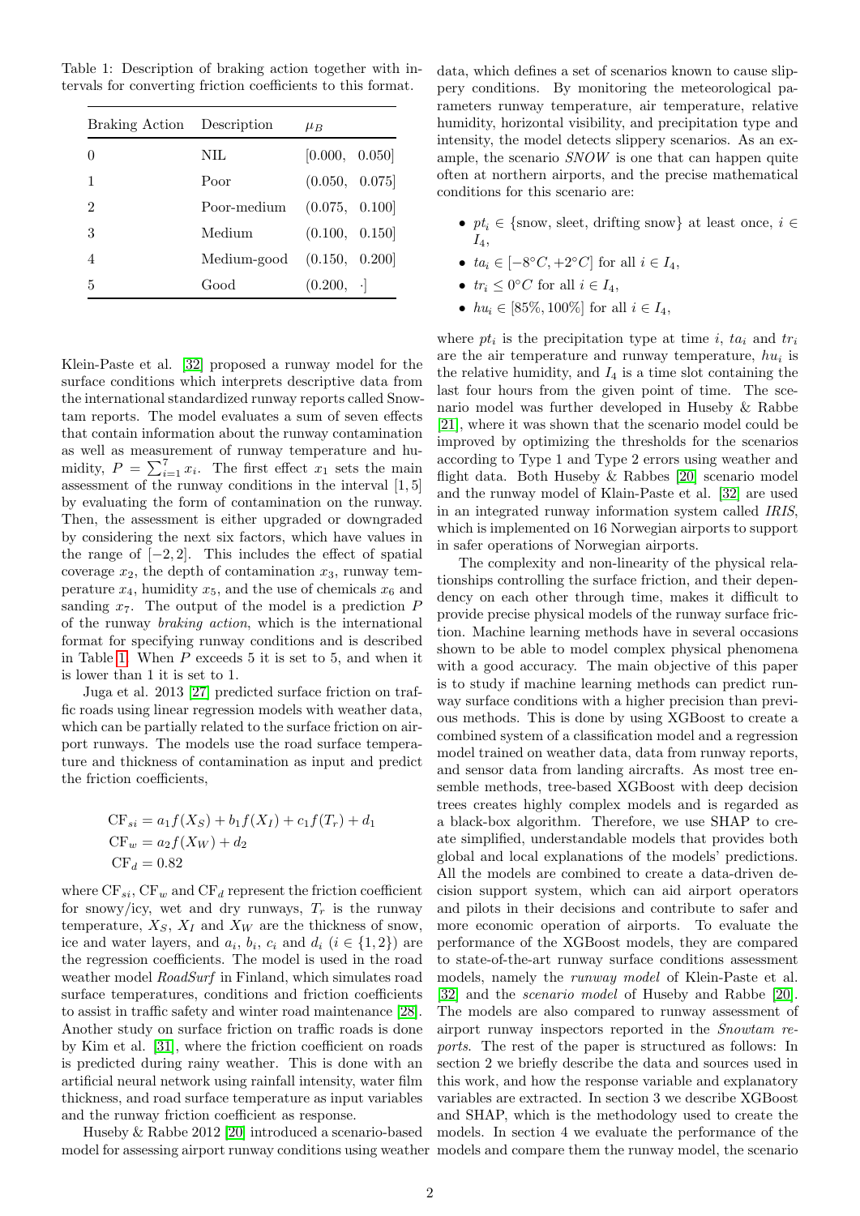Table 1: Description of braking action together with intervals for converting friction coefficients to this format.

| Braking Action | Description | $\mu_B$ |
|---|---|---|
| 0 | NIL | [0.000, 0.050] |
| 1 | Poor | (0.050, 0.075] |
| 2 | Poor-medium | (0.075, 0.100] |
| 3 | Medium | (0.100, 0.150] |
| 4 | Medium-good | (0.150, 0.200] |
| 5 | Good | (0.200, ·] |

Klein-Paste et al. [32] proposed a runway model for the surface conditions which interprets descriptive data from the international standardized runway reports called Snowtam reports. The model evaluates a sum of seven effects that contain information about the runway contamination as well as measurement of runway temperature and humidity, $P = \sum_{i=1}^{7} x_i$. The first effect $x_1$ sets the main assessment of the runway conditions in the interval $[1, 5]$ by evaluating the form of contamination on the runway. Then, the assessment is either upgraded or downgraded by considering the next six factors, which have values in the range of $[-2, 2]$. This includes the effect of spatial coverage $x_2$, the depth of contamination $x_3$, runway temperature $x_4$, humidity $x_5$, and the use of chemicals $x_6$ and sanding $x_7$. The output of the model is a prediction $P$ of the runway *braking action*, which is the international format for specifying runway conditions and is described in Table 1. When $P$ exceeds 5 it is set to 5, and when it is lower than 1 it is set to 1.

Juga et al. 2013 [27] predicted surface friction on traffic roads using linear regression models with weather data, which can be partially related to the surface friction on airport runways. The models use the road surface temperature and thickness of contamination as input and predict the friction coefficients,

$$
\begin{aligned}
\text{CF}_{si} &= a_1 f(X_S) + b_1 f(X_I) + c_1 f(T_r) + d_1 \\
\text{CF}_w &= a_2 f(X_W) + d_2 \\
\text{CF}_d &= 0.82
\end{aligned}
$$

where $\text{CF}_{si}$, $\text{CF}_w$ and $\text{CF}_d$ represent the friction coefficient for snowy/icy, wet and dry runways, $T_r$ is the runway temperature, $X_S$, $X_I$ and $X_W$ are the thickness of snow, ice and water layers, and $a_i$, $b_i$, $c_i$ and $d_i$ ($i \in \{1, 2\}$) are the regression coefficients. The model is used in the road weather model *RoadSurf* in Finland, which simulates road surface temperatures, conditions and friction coefficients to assist in traffic safety and winter road maintenance [28]. Another study on surface friction on traffic roads is done by Kim et al. [31], where the friction coefficient on roads is predicted during rainy weather. This is done with an artificial neural network using rainfall intensity, water film thickness, and road surface temperature as input variables and the runway friction coefficient as response.

Huseby & Rabbe 2012 [20] introduced a scenario-based model for assessing airport runway conditions using weather data, which defines a set of scenarios known to cause slippery conditions. By monitoring the meteorological parameters runway temperature, air temperature, relative humidity, horizontal visibility, and precipitation type and intensity, the model detects slippery scenarios. As an example, the scenario *SNOW* is one that can happen quite often at northern airports, and the precise mathematical conditions for this scenario are:

- $pt_i \in \{\text{snow, sleet, drifting snow}\}$ at least once, $i \in I_4$,
- $ta_i \in [-8°C, +2°C]$ for all $i \in I_4$,
- $tr_i \leq 0°C$ for all $i \in I_4$,
- $hu_i \in [85\%, 100\%]$ for all $i \in I_4$,

where $pt_i$ is the precipitation type at time $i$, $ta_i$ and $tr_i$ are the air temperature and runway temperature, $hu_i$ is the relative humidity, and $I_4$ is a time slot containing the last four hours from the given point of time. The scenario model was further developed in Huseby & Rabbe [21], where it was shown that the scenario model could be improved by optimizing the thresholds for the scenarios according to Type 1 and Type 2 errors using weather and flight data. Both Huseby & Rabbes [20] scenario model and the runway model of Klain-Paste et al. [32] are used in an integrated runway information system called *IRIS*, which is implemented on 16 Norwegian airports to support in safer operations of Norwegian airports.

The complexity and non-linearity of the physical relationships controlling the surface friction, and their dependency on each other through time, makes it difficult to provide precise physical models of the runway surface friction. Machine learning methods have in several occasions shown to be able to model complex physical phenomena with a good accuracy. The main objective of this paper is to study if machine learning methods can predict runway surface conditions with a higher precision than previous methods. This is done by using XGBoost to create a combined system of a classification model and a regression model trained on weather data, data from runway reports, and sensor data from landing aircrafts. As most tree ensemble methods, tree-based XGBoost with deep decision trees creates highly complex models and is regarded as a black-box algorithm. Therefore, we use SHAP to create simplified, understandable models that provides both global and local explanations of the models' predictions. All the models are combined to create a data-driven decision support system, which can aid airport operators and pilots in their decisions and contribute to safer and more economic operation of airports. To evaluate the performance of the XGBoost models, they are compared to state-of-the-art runway surface conditions assessment models, namely the *runway model* of Klein-Paste et al. [32] and the *scenario model* of Huseby and Rabbe [20]. The models are also compared to runway assessment of airport runway inspectors reported in the *Snowtam reports*. The rest of the paper is structured as follows: In section 2 we briefly describe the data and sources used in this work, and how the response variable and explanatory variables are extracted. In section 3 we describe XGBoost and SHAP, which is the methodology used to create the models. In section 4 we evaluate the performance of the models and compare them the runway model, the scenario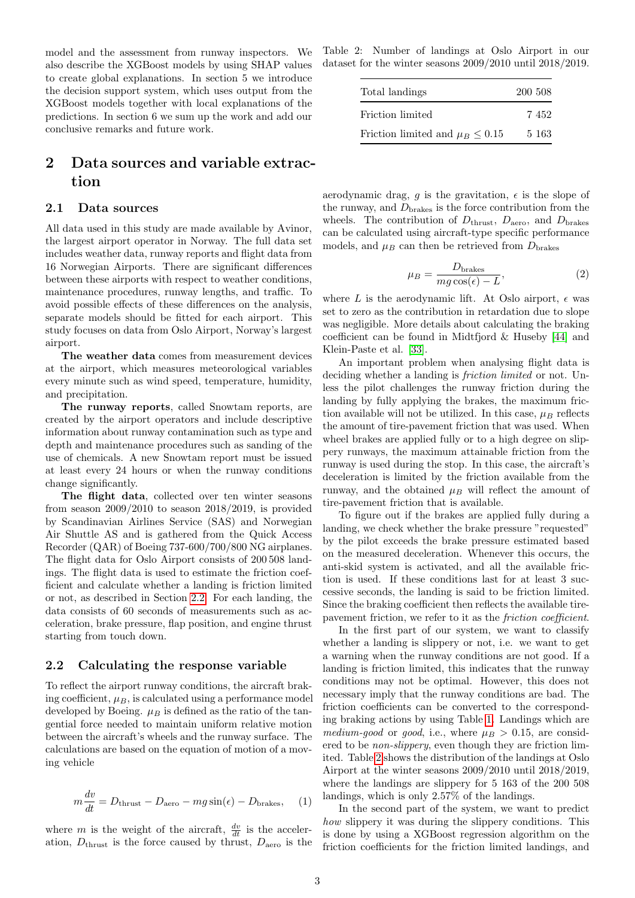model and the assessment from runway inspectors. We also describe the XGBoost models by using SHAP values to create global explanations. In section 5 we introduce the decision support system, which uses output from the XGBoost models together with local explanations of the predictions. In section 6 we sum up the work and add our conclusive remarks and future work.

## 2 Data sources and variable extraction

### 2.1 Data sources

All data used in this study are made available by Avinor, the largest airport operator in Norway. The full data set includes weather data, runway reports and flight data from 16 Norwegian Airports. There are significant differences between these airports with respect to weather conditions, maintenance procedures, runway lengths, and traffic. To avoid possible effects of these differences on the analysis, separate models should be fitted for each airport. This study focuses on data from Oslo Airport, Norway's largest airport.

**The weather data** comes from measurement devices at the airport, which measures meteorological variables every minute such as wind speed, temperature, humidity, and precipitation.

**The runway reports**, called Snowtam reports, are created by the airport operators and include descriptive information about runway contamination such as type and depth and maintenance procedures such as sanding of the use of chemicals. A new Snowtam report must be issued at least every 24 hours or when the runway conditions change significantly.

**The flight data**, collected over ten winter seasons from season 2009/2010 to season 2018/2019, is provided by Scandinavian Airlines Service (SAS) and Norwegian Air Shuttle AS and is gathered from the Quick Access Recorder (QAR) of Boeing 737-600/700/800 NG airplanes. The flight data for Oslo Airport consists of 200 508 landings. The flight data is used to estimate the friction coefficient and calculate whether a landing is friction limited or not, as described in Section 2.2. For each landing, the data consists of 60 seconds of measurements such as acceleration, brake pressure, flap position, and engine thrust starting from touch down.

### 2.2 Calculating the response variable

To reflect the airport runway conditions, the aircraft braking coefficient, $\mu_B$, is calculated using a performance model developed by Boeing. $\mu_B$ is defined as the ratio of the tangential force needed to maintain uniform relative motion between the aircraft's wheels and the runway surface. The calculations are based on the equation of motion of a moving vehicle

$$m\frac{dv}{dt} = D_{\text{thrust}} - D_{\text{aero}} - mg\sin(\epsilon) - D_{\text{brakes}}, \quad (1)$$

where $m$ is the weight of the aircraft, $\frac{dv}{dt}$ is the acceleration, $D_{\text{thrust}}$ is the force caused by thrust, $D_{\text{aero}}$ is the aerodynamic drag, $g$ is the gravitation, $\epsilon$ is the slope of the runway, and $D_{\text{brakes}}$ is the force contribution from the wheels. The contribution of $D_{\text{thrust}}$, $D_{\text{aero}}$, and $D_{\text{brakes}}$ can be calculated using aircraft-type specific performance models, and $\mu_B$ can then be retrieved from $D_{\text{brakes}}$

$$\mu_B = \frac{D_{\text{brakes}}}{mg\cos(\epsilon) - L}, \quad (2)$$

where $L$ is the aerodynamic lift. At Oslo airport, $\epsilon$ was set to zero as the contribution in retardation due to slope was negligible. More details about calculating the braking coefficient can be found in Midtfjord & Huseby [44] and Klein-Paste et al. [33].

Table 2: Number of landings at Oslo Airport in our dataset for the winter seasons 2009/2010 until 2018/2019.

| | |
|---|---|
| Total landings | 200 508 |
| Friction limited | 7 452 |
| Friction limited and $\mu_B \leq 0.15$ | 5 163 |

An important problem when analysing flight data is deciding whether a landing is *friction limited* or not. Unless the pilot challenges the runway friction during the landing by fully applying the brakes, the maximum friction available will not be utilized. In this case, $\mu_B$ reflects the amount of tire-pavement friction that was used. When wheel brakes are applied fully or to a high degree on slippery runways, the maximum attainable friction from the runway is used during the stop. In this case, the aircraft's deceleration is limited by the friction available from the runway, and the obtained $\mu_B$ will reflect the amount of tire-pavement friction that is available.

To figure out if the brakes are applied fully during a landing, we check whether the brake pressure "requested" by the pilot exceeds the brake pressure estimated based on the measured deceleration. Whenever this occurs, the anti-skid system is activated, and all the available friction is used. If these conditions last for at least 3 successive seconds, the landing is said to be friction limited. Since the braking coefficient then reflects the available tire-pavement friction, we refer to it as the *friction coefficient*.

In the first part of our system, we want to classify whether a landing is slippery or not, i.e. we want to get a warning when the runway conditions are not good. If a landing is friction limited, this indicates that the runway conditions may not be optimal. However, this does not necessary imply that the runway conditions are bad. The friction coefficients can be converted to the corresponding braking actions by using Table 1. Landings which are *medium-good* or *good*, i.e., where $\mu_B > 0.15$, are considered to be *non-slippery*, even though they are friction limited. Table 2 shows the distribution of the landings at Oslo Airport at the winter seasons 2009/2010 until 2018/2019, where the landings are slippery for 5 163 of the 200 508 landings, which is only 2.57% of the landings.

In the second part of the system, we want to predict *how* slippery it was during the slippery conditions. This is done by using a XGBoost regression algorithm on the friction coefficients for the friction limited landings, and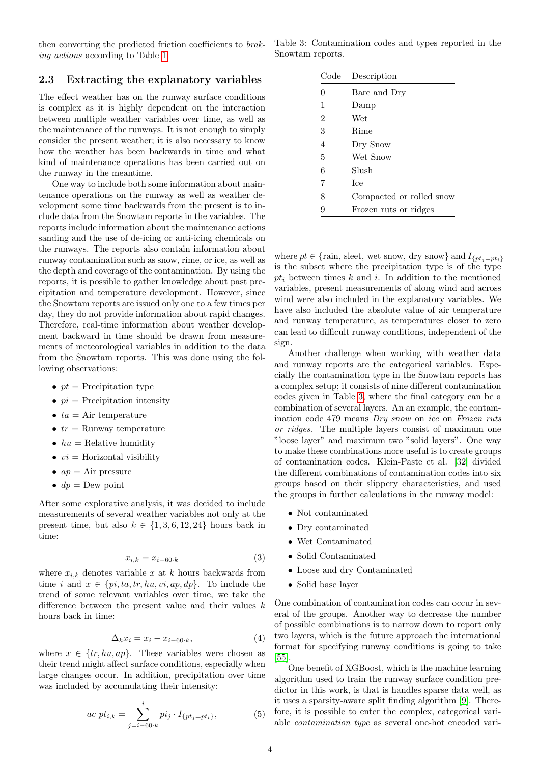then converting the predicted friction coefficients to *braking actions* according to Table 1.

## 2.3 Extracting the explanatory variables

The effect weather has on the runway surface conditions is complex as it is highly dependent on the interaction between multiple weather variables over time, as well as the maintenance of the runways. It is not enough to simply consider the present weather; it is also necessary to know how the weather has been backwards in time and what kind of maintenance operations has been carried out on the runway in the meantime.

One way to include both some information about maintenance operations on the runway as well as weather development some time backwards from the present is to include data from the Snowtam reports in the variables. The reports include information about the maintenance actions sanding and the use of de-icing or anti-icing chemicals on the runways. The reports also contain information about runway contamination such as snow, rime, or ice, as well as the depth and coverage of the contamination. By using the reports, it is possible to gather knowledge about past precipitation and temperature development. However, since the Snowtam reports are issued only one to a few times per day, they do not provide information about rapid changes. Therefore, real-time information about weather development backward in time should be drawn from measurements of meteorological variables in addition to the data from the Snowtam reports. This was done using the following observations:

- $pt$ = Precipitation type
- $pi$ = Precipitation intensity
- $ta$ = Air temperature
- $tr$ = Runway temperature
- $hu$ = Relative humidity
- $vi$ = Horizontal visibility
- $ap$ = Air pressure
- $dp$ = Dew point

After some explorative analysis, it was decided to include measurements of several weather variables not only at the present time, but also $k \in \{1, 3, 6, 12, 24\}$ hours back in time:

$$x_{i,k} = x_{i-60 \cdot k} \tag{3}$$

where $x_{i,k}$ denotes variable $x$ at $k$ hours backwards from time $i$ and $x \in \{pi, ta, tr, hu, vi, ap, dp\}$. To include the trend of some relevant variables over time, we take the difference between the present value and their values $k$ hours back in time:

$$\Delta_k x_i = x_i - x_{i-60 \cdot k}, \tag{4}$$

where $x \in \{tr, hu, ap\}$. These variables were chosen as their trend might affect surface conditions, especially when large changes occur. In addition, precipitation over time was included by accumulating their intensity:

$$ac\_pt_{i,k} = \sum_{j=i-60 \cdot k}^{i} pi_j \cdot I_{\{pt_j = pt_i\}}, \tag{5}$$

where $pt \in$ {rain, sleet, wet snow, dry snow} and $I_{\{pt_j = pt_i\}}$ is the subset where the precipitation type is of the type $pt_i$ between times $k$ and $i$. In addition to the mentioned variables, present measurements of along wind and across wind were also included in the explanatory variables. We have also included the absolute value of air temperature and runway temperature, as temperatures closer to zero can lead to difficult runway conditions, independent of the sign.

Table 3: Contamination codes and types reported in the Snowtam reports.

| Code | Description |
|---|---|
| 0 | Bare and Dry |
| 1 | Damp |
| 2 | Wet |
| 3 | Rime |
| 4 | Dry Snow |
| 5 | Wet Snow |
| 6 | Slush |
| 7 | Ice |
| 8 | Compacted or rolled snow |
| 9 | Frozen ruts or ridges |

Another challenge when working with weather data and runway reports are the categorical variables. Especially the contamination type in the Snowtam reports has a complex setup; it consists of nine different contamination codes given in Table 3, where the final category can be a combination of several layers. An an example, the contamination code 479 means *Dry snow* on *ice* on *Frozen ruts or ridges*. The multiple layers consist of maximum one "loose layer" and maximum two "solid layers". One way to make these combinations more useful is to create groups of contamination codes. Klein-Paste et al. [32] divided the different combinations of contamination codes into six groups based on their slippery characteristics, and used the groups in further calculations in the runway model:

- Not contaminated
- Dry contaminated
- Wet Contaminated
- Solid Contaminated
- Loose and dry Contaminated
- Solid base layer

One combination of contamination codes can occur in several of the groups. Another way to decrease the number of possible combinations is to narrow down to report only two layers, which is the future approach the international format for specifying runway conditions is going to take [55].

One benefit of XGBoost, which is the machine learning algorithm used to train the runway surface condition predictor in this work, is that is handles sparse data well, as it uses a sparsity-aware split finding algorithm [9]. Therefore, it is possible to enter the complex, categorical variable *contamination type* as several one-hot encoded vari-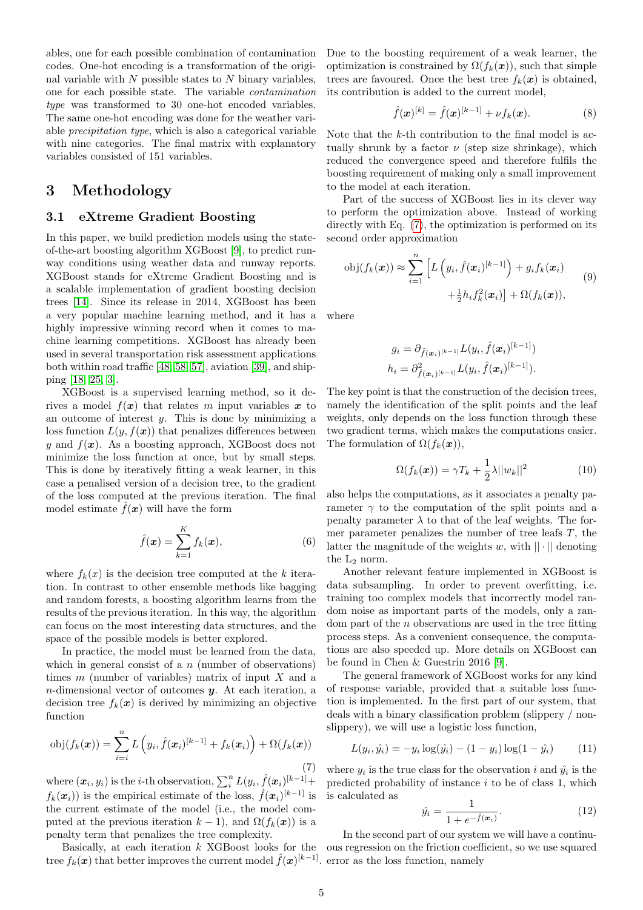ables, one for each possible combination of contamination codes. One-hot encoding is a transformation of the original variable with $N$ possible states to $N$ binary variables, one for each possible state. The variable *contamination type* was transformed to 30 one-hot encoded variables. The same one-hot encoding was done for the weather variable *precipitation type*, which is also a categorical variable with nine categories. The final matrix with explanatory variables consisted of 151 variables.

# 3 Methodology

## 3.1 eXtreme Gradient Boosting

In this paper, we build prediction models using the state-of-the-art boosting algorithm XGBoost [9], to predict runway conditions using weather data and runway reports. XGBoost stands for eXtreme Gradient Boosting and is a scalable implementation of gradient boosting decision trees [14]. Since its release in 2014, XGBoost has been a very popular machine learning method, and it has a highly impressive winning record when it comes to machine learning competitions. XGBoost has already been used in several transportation risk assessment applications both within road traffic [48, 58, 57], aviation [39], and shipping [18, 25, 3].

XGBoost is a supervised learning method, so it derives a model $f(\boldsymbol{x})$ that relates $m$ input variables $\boldsymbol{x}$ to an outcome of interest $y$. This is done by minimizing a loss function $L(y, f(\boldsymbol{x}))$ that penalizes differences between $y$ and $f(\boldsymbol{x})$. As a boosting approach, XGBoost does not minimize the loss function at once, but by small steps. This is done by iteratively fitting a weak learner, in this case a penalised version of a decision tree, to the gradient of the loss computed at the previous iteration. The final model estimate $\hat{f}(\boldsymbol{x})$ will have the form

$$\hat{f}(\boldsymbol{x}) = \sum_{k=1}^{K} f_k(\boldsymbol{x}), \tag{6}$$

where $f_k(x)$ is the decision tree computed at the $k$ iteration. In contrast to other ensemble methods like bagging and random forests, a boosting algorithm learns from the results of the previous iteration. In this way, the algorithm can focus on the most interesting data structures, and the space of the possible models is better explored.

In practice, the model must be learned from the data, which in general consist of a $n$ (number of observations) times $m$ (number of variables) matrix of input $X$ and a $n$-dimensional vector of outcomes $\boldsymbol{y}$. At each iteration, a decision tree $f_k(\boldsymbol{x})$ is derived by minimizing an objective function

$$\text{obj}(f_k(\boldsymbol{x})) = \sum_{i=i}^{n} L\left(y_i, \hat{f}(\boldsymbol{x}_i)^{[k-1]} + f_k(\boldsymbol{x}_i)\right) + \Omega(f_k(\boldsymbol{x})) \tag{7}$$

where $(\boldsymbol{x}_i, y_i)$ is the $i$-th observation, $\sum_i^n L(y_i, \hat{f}(\boldsymbol{x}_i)^{[k-1]} + f_k(\boldsymbol{x}_i))$ is the empirical estimate of the loss, $\hat{f}(\boldsymbol{x}_i)^{[k-1]}$ is the current estimate of the model (i.e., the model computed at the previous iteration $k-1$), and $\Omega(f_k(\boldsymbol{x}))$ is a penalty term that penalizes the tree complexity.

Basically, at each iteration $k$ XGBoost looks for the tree $f_k(\boldsymbol{x})$ that better improves the current model $\hat{f}(\boldsymbol{x})^{[k-1]}$. Due to the boosting requirement of a weak learner, the optimization is constrained by $\Omega(f_k(\boldsymbol{x}))$, such that simple trees are favoured. Once the best tree $f_k(\boldsymbol{x})$ is obtained, its contribution is added to the current model,

$$\hat{f}(\boldsymbol{x})^{[k]} = \hat{f}(\boldsymbol{x})^{[k-1]} + \nu f_k(\boldsymbol{x}). \tag{8}$$

Note that the $k$-th contribution to the final model is actually shrunk by a factor $\nu$ (step size shrinkage), which reduced the convergence speed and therefore fulfils the boosting requirement of making only a small improvement to the model at each iteration.

Part of the success of XGBoost lies in its clever way to perform the optimization above. Instead of working directly with Eq. (7), the optimization is performed on its second order approximation

$$\text{obj}(f_k(\boldsymbol{x})) \approx \sum_{i=1}^{n} \Big[ L\left(y_i, \hat{f}(\boldsymbol{x}_i)^{[k-1]}\right) + g_i f_k(\boldsymbol{x}_i) + \tfrac{1}{2} h_i f_k^2(\boldsymbol{x}_i) \Big] + \Omega(f_k(\boldsymbol{x})), \tag{9}$$

where

$$g_i = \partial_{\hat{f}(\boldsymbol{x}_i)^{[k-1]}} L(y_i, \hat{f}(\boldsymbol{x}_i)^{[k-1]})$$
$$h_i = \partial^2_{\hat{f}(\boldsymbol{x}_i)^{[k-1]}} L(y_i, \hat{f}(\boldsymbol{x}_i)^{[k-1]}).$$

The key point is that the construction of the decision trees, namely the identification of the split points and the leaf weights, only depends on the loss function through these two gradient terms, which makes the computations easier. The formulation of $\Omega(f_k(\boldsymbol{x}))$,

$$\Omega(f_k(\boldsymbol{x})) = \gamma T_k + \frac{1}{2} \lambda ||w_k||^2 \tag{10}$$

also helps the computations, as it associates a penalty parameter $\gamma$ to the computation of the split points and a penalty parameter $\lambda$ to that of the leaf weights. The former parameter penalizes the number of tree leafs $T$, the latter the magnitude of the weights $w$, with $||\cdot||$ denoting the $L_2$ norm.

Another relevant feature implemented in XGBoost is data subsampling. In order to prevent overfitting, i.e. training too complex models that incorrectly model random noise as important parts of the models, only a random part of the $n$ observations are used in the tree fitting process steps. As a convenient consequence, the computations are also speeded up. More details on XGBoost can be found in Chen & Guestrin 2016 [9].

The general framework of XGBoost works for any kind of response variable, provided that a suitable loss function is implemented. In the first part of our system, that deals with a binary classification problem (slippery / non-slippery), we will use a logistic loss function,

$$L(y_i, \hat{y_i}) = -y_i \log(\hat{y_i}) - (1 - y_i) \log(1 - \hat{y_i}) \tag{11}$$

where $y_i$ is the true class for the observation $i$ and $\hat{y}_i$ is the predicted probability of instance $i$ to be of class 1, which is calculated as

$$\hat{y}_i = \frac{1}{1 + e^{-\hat{f}(\boldsymbol{x}_i)}}. \tag{12}$$

In the second part of our system we will have a continuous regression on the friction coefficient, so we use squared error as the loss function, namely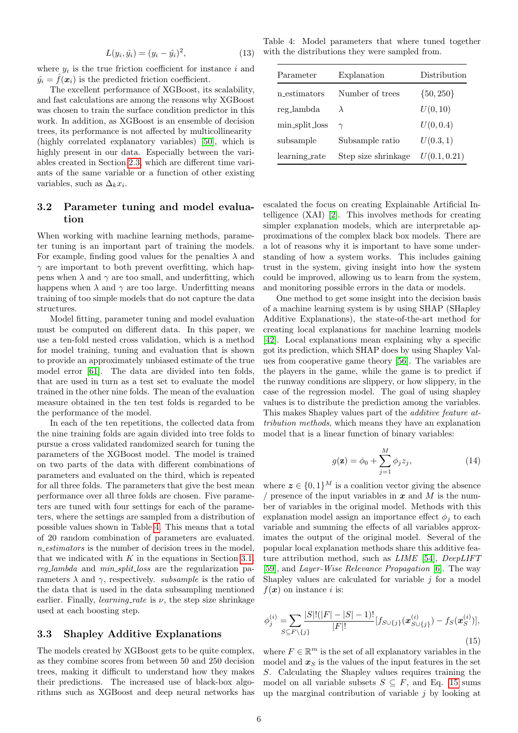$$L(y_i, \hat{y}_i) = (y_i - \hat{y}_i)^2, \tag{13}$$

where $y_i$ is the true friction coefficient for instance $i$ and $\hat{y}_i = \hat{f}(\boldsymbol{x}_i)$ is the predicted friction coefficient.

The excellent performance of XGBoost, its scalability, and fast calculations are among the reasons why XGBoost was chosen to train the surface condition predictor in this work. In addition, as XGBoost is an ensemble of decision trees, its performance is not affected by multicollinearity (highly correlated explanatory variables) [50], which is highly present in our data. Especially between the variables created in Section 2.3, which are different time variants of the same variable or a function of other existing variables, such as $\Delta_k x_i$.

## 3.2 Parameter tuning and model evaluation

When working with machine learning methods, parameter tuning is an important part of training the models. For example, finding good values for the penalties $\lambda$ and $\gamma$ are important to both prevent overfitting, which happens when $\lambda$ and $\gamma$ are too small, and underfitting, which happens when $\lambda$ and $\gamma$ are too large. Underfitting means training of too simple models that do not capture the data structures.

Model fitting, parameter tuning and model evaluation must be computed on different data. In this paper, we use a ten-fold nested cross validation, which is a method for model training, tuning and evaluation that is shown to provide an approximately unbiased estimate of the true model error [61]. The data are divided into ten folds, that are used in turn as a test set to evaluate the model trained in the other nine folds. The mean of the evaluation measure obtained in the ten test folds is regarded to be the performance of the model.

In each of the ten repetitions, the collected data from the nine training folds are again divided into tree folds to pursue a cross validated randomized search for tuning the parameters of the XGBoost model. The model is trained on two parts of the data with different combinations of parameters and evaluated on the third, which is repeated for all three folds. The parameters that give the best mean performance over all three folds are chosen. Five parameters are tuned with four settings for each of the parameters, where the settings are sampled from a distribution of possible values shown in Table 4. This means that a total of 20 random combination of parameters are evaluated. *n_estimators* is the number of decision trees in the model, that we indicated with $K$ in the equations in Section 3.1. *reg_lambda* and *min_split_loss* are the regularization parameters $\lambda$ and $\gamma$. *subsample* is the ratio of the data that is used in the data subsampling mentioned earlier. Finally, *learning_rate* is $\nu$, the step size shrinkage used at each boosting step.

Table 4: Model parameters that where tuned together with the distributions they were sampled from.

| Parameter | Explanation | Distribution |
|---|---|---|
| n_estimators | Number of trees | $\{50, 250\}$ |
| reg_lambda | $\lambda$ | $U(0, 10)$ |
| min_split_loss | $\gamma$ | $U(0, 0.4)$ |
| subsample | Subsample ratio | $U(0.3, 1)$ |
| learning_rate | Step size shrinkage | $U(0.1, 0.21)$ |

## 3.3 Shapley Additive Explanations

The models created by XGBoost gets to be quite complex, as they combine scores from between 50 and 250 decision trees, making it difficult to understand how they makes their predictions. The increased use of black-box algorithms such as XGBoost and deep neural networks has escalated the focus on creating Explainable Artificial Intelligence (XAI) [2]. This involves methods for creating simpler explanation models, which are interpretable approximations of the complex black box models. There are a lot of reasons why it is important to have some understanding of how a system works. This includes gaining trust in the system, giving insight into how the system could be improved, allowing us to learn from the system, and monitoring possible errors in the data or models.

One method to get some insight into the decision basis of a machine learning system is by using SHAP (SHapley Additive Explanations), the state-of-the-art method for creating local explanations for machine learning models [42]. Local explanations mean explaining why a specific got its prediction, which SHAP does by using Shapley Values from cooperative game theory [56]. The variables are the players in the game, while the game is to predict if the runway conditions are slippery, or how slippery, in the case of the regression model. The goal of using shapley values is to distribute the prediction among the variables. This makes Shapley values part of the *additive feature attribution methods*, which means they have an explanation model that is a linear function of binary variables:

$$g(\mathbf{z}) = \phi_0 + \sum_{j=1}^{M} \phi_j z_j, \tag{14}$$

where $\boldsymbol{z} \in \{0, 1\}^M$ is a coalition vector giving the absence / presence of the input variables in $\boldsymbol{x}$ and $M$ is the number of variables in the original model. Methods with this explanation model assign an importance effect $\phi_j$ to each variable and summing the effects of all variables approximates the output of the original model. Several of the popular local explanation methods share this additive feature attribution method, such as *LIME* [54], *DeepLIFT* [59], and *Layer-Wise Relevance Propagation* [6]. The way Shapley values are calculated for variable $j$ for a model $f(\boldsymbol{x})$ on instance $i$ is:

$$\phi_j^{(i)} = \sum_{S \subseteq F \setminus \{j\}} \frac{|S|!(|F| - |S| - 1)!}{|F|!} [f_{S \cup \{j\}}(\boldsymbol{x}_{S \cup \{j\}}^{(i)}) - f_S(\boldsymbol{x}_S^{(i)})], \tag{15}$$

where $F \in \mathbb{R}^m$ is the set of all explanatory variables in the model and $\boldsymbol{x}_S$ is the values of the input features in the set $S$. Calculating the Shapley values requires training the model on all variable subsets $S \subseteq F$, and Eq. 15 sums up the marginal contribution of variable $j$ by looking at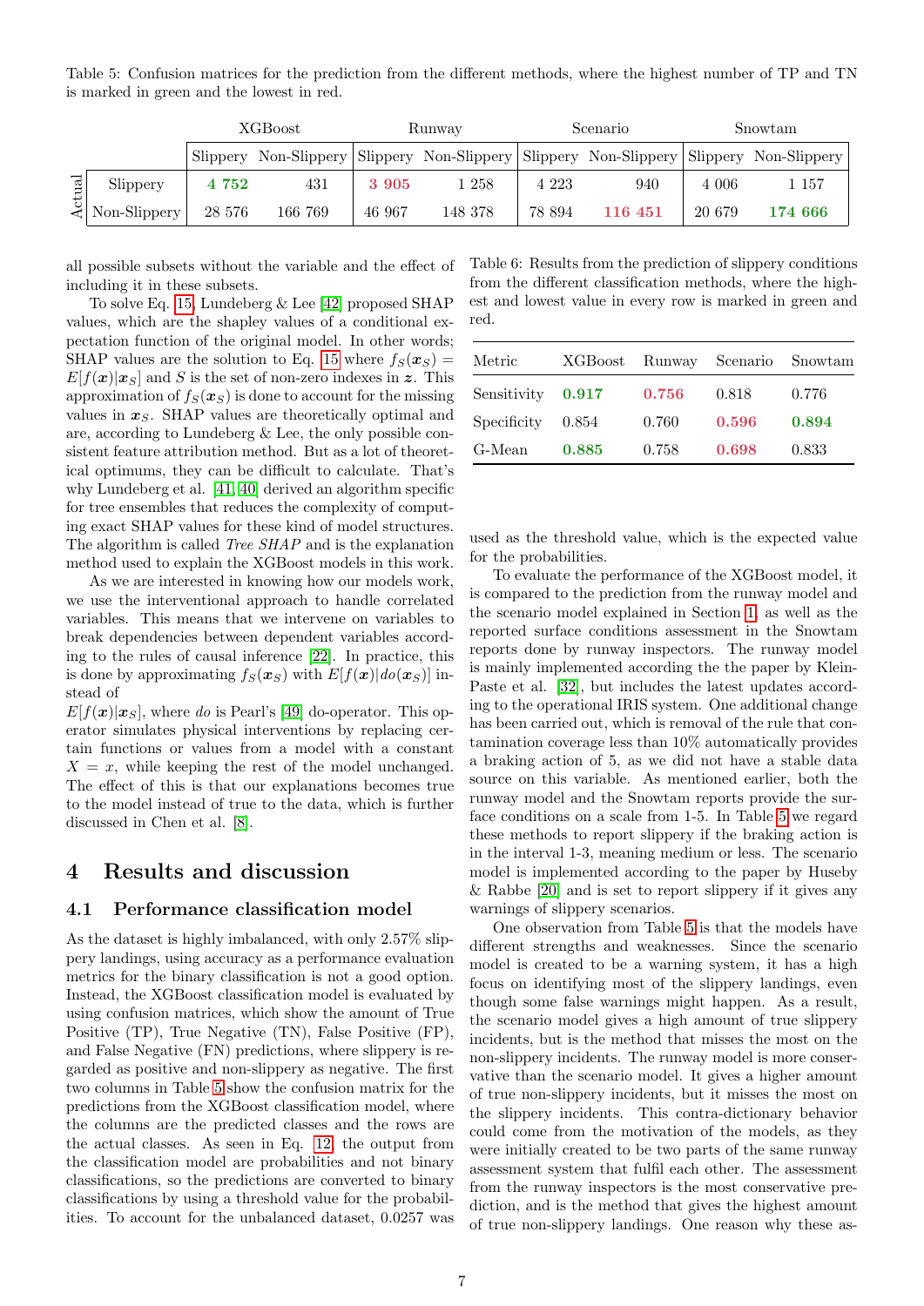Table 5: Confusion matrices for the prediction from the different methods, where the highest number of TP and TN is marked in green and the lowest in red.

| | | XGBoost | | Runway | | Scenario | | Snowtam | |
|---|---|---|---|---|---|---|---|---|---|
| | | Slippery | Non-Slippery | Slippery | Non-Slippery | Slippery | Non-Slippery | Slippery | Non-Slippery |
| Actual | Slippery | **4 752** | 431 | **3 905** | 1 258 | 4 223 | 940 | 4 006 | 1 157 |
| | Non-Slippery | 28 576 | 166 769 | 46 967 | 148 378 | 78 894 | **116 451** | 20 679 | **174 666** |

all possible subsets without the variable and the effect of including it in these subsets.

To solve Eq. 15, Lundeberg & Lee [42] proposed SHAP values, which are the shapley values of a conditional expectation function of the original model. In other words; SHAP values are the solution to Eq. 15 where $f_S(\boldsymbol{x}_S) = E[f(\boldsymbol{x})|\boldsymbol{x}_S]$ and $S$ is the set of non-zero indexes in $\boldsymbol{z}$. This approximation of $f_S(\boldsymbol{x}_S)$ is done to account for the missing values in $\boldsymbol{x}_S$. SHAP values are theoretically optimal and are, according to Lundeberg & Lee, the only possible consistent feature attribution method. But as a lot of theoretical optimums, they can be difficult to calculate. That's why Lundeberg et al. [41, 40] derived an algorithm specific for tree ensembles that reduces the complexity of computing exact SHAP values for these kind of model structures. The algorithm is called *Tree SHAP* and is the explanation method used to explain the XGBoost models in this work.

As we are interested in knowing how our models work, we use the interventional approach to handle correlated variables. This means that we intervene on variables to break dependencies between dependent variables according to the rules of causal inference [22]. In practice, this is done by approximating $f_S(\boldsymbol{x}_S)$ with $E[f(\boldsymbol{x})|do(\boldsymbol{x}_S)]$ instead of
$E[f(\boldsymbol{x})|\boldsymbol{x}_S]$, where *do* is Pearl's [49] do-operator. This operator simulates physical interventions by replacing certain functions or values from a model with a constant $X = x$, while keeping the rest of the model unchanged. The effect of this is that our explanations becomes true to the model instead of true to the data, which is further discussed in Chen et al. [8].

# 4 Results and discussion

## 4.1 Performance classification model

As the dataset is highly imbalanced, with only 2.57% slippery landings, using accuracy as a performance evaluation metrics for the binary classification is not a good option. Instead, the XGBoost classification model is evaluated by using confusion matrices, which show the amount of True Positive (TP), True Negative (TN), False Positive (FP), and False Negative (FN) predictions, where slippery is regarded as positive and non-slippery as negative. The first two columns in Table 5 show the confusion matrix for the predictions from the XGBoost classification model, where the columns are the predicted classes and the rows are the actual classes. As seen in Eq. 12, the output from the classification model are probabilities and not binary classifications, so the predictions are converted to binary classifications by using a threshold value for the probabilities. To account for the unbalanced dataset, 0.0257 was used as the threshold value, which is the expected value for the probabilities.

Table 6: Results from the prediction of slippery conditions from the different classification methods, where the highest and lowest value in every row is marked in green and red.

| Metric | XGBoost | Runway | Scenario | Snowtam |
|---|---|---|---|---|
| Sensitivity | **0.917** | **0.756** | 0.818 | 0.776 |
| Specificity | 0.854 | 0.760 | **0.596** | **0.894** |
| G-Mean | **0.885** | 0.758 | **0.698** | 0.833 |

To evaluate the performance of the XGBoost model, it is compared to the prediction from the runway model and the scenario model explained in Section 1, as well as the reported surface conditions assessment in the Snowtam reports done by runway inspectors. The runway model is mainly implemented according the the paper by Klein-Paste et al. [32], but includes the latest updates according to the operational IRIS system. One additional change has been carried out, which is removal of the rule that contamination coverage less than 10% automatically provides a braking action of 5, as we did not have a stable data source on this variable. As mentioned earlier, both the runway model and the Snowtam reports provide the surface conditions on a scale from 1-5. In Table 5 we regard these methods to report slippery if the braking action is in the interval 1-3, meaning medium or less. The scenario model is implemented according to the paper by Huseby & Rabbe [20] and is set to report slippery if it gives any warnings of slippery scenarios.

One observation from Table 5 is that the models have different strengths and weaknesses. Since the scenario model is created to be a warning system, it has a high focus on identifying most of the slippery landings, even though some false warnings might happen. As a result, the scenario model gives a high amount of true slippery incidents, but is the method that misses the most on the non-slippery incidents. The runway model is more conservative than the scenario model. It gives a higher amount of true non-slippery incidents, but it misses the most on the slippery incidents. This contra-dictionary behavior could come from the motivation of the models, as they were initially created to be two parts of the same runway assessment system that fulfil each other. The assessment from the runway inspectors is the most conservative prediction, and is the method that gives the highest amount of true non-slippery landings. One reason why these as-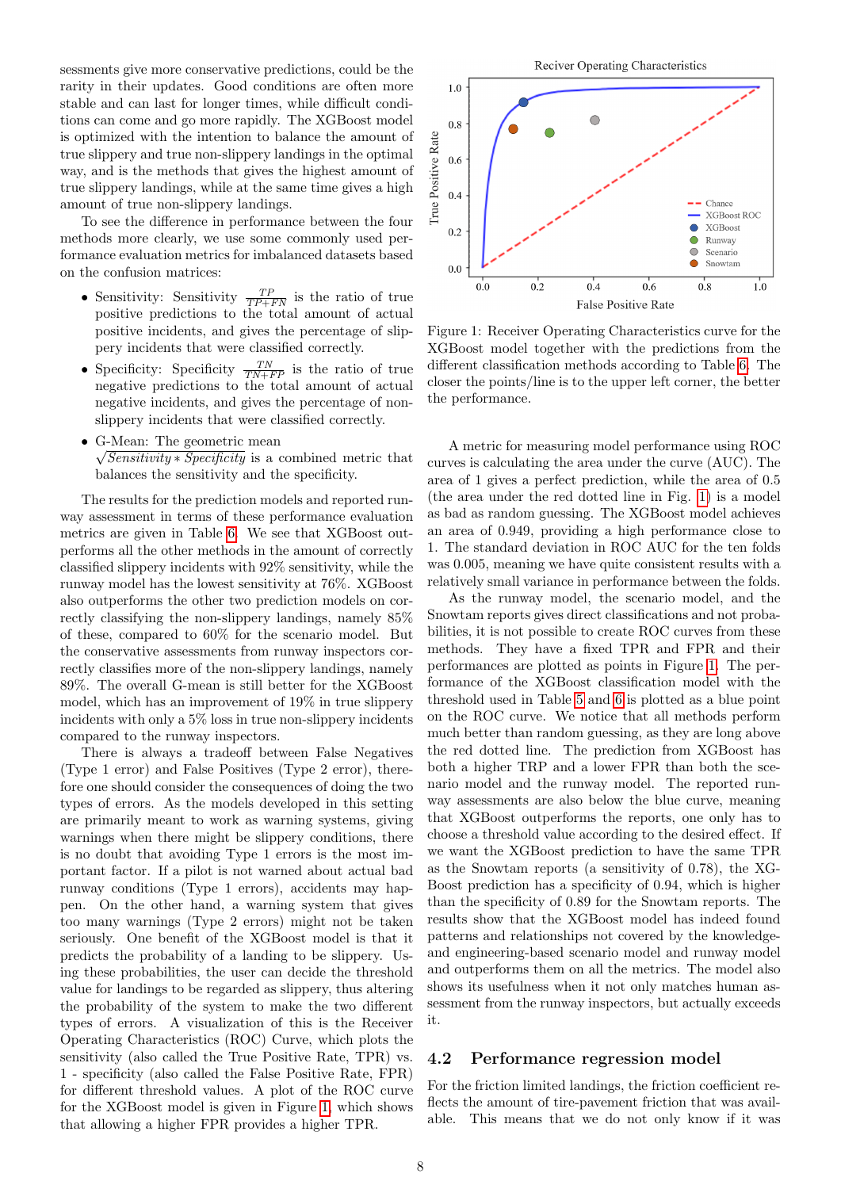sessments give more conservative predictions, could be the rarity in their updates. Good conditions are often more stable and can last for longer times, while difficult conditions can come and go more rapidly. The XGBoost model is optimized with the intention to balance the amount of true slippery and true non-slippery landings in the optimal way, and is the methods that gives the highest amount of true slippery landings, while at the same time gives a high amount of true non-slippery landings.

To see the difference in performance between the four methods more clearly, we use some commonly used performance evaluation metrics for imbalanced datasets based on the confusion matrices:

- Sensitivity: Sensitivity $\frac{TP}{TP+FN}$ is the ratio of true positive predictions to the total amount of actual positive incidents, and gives the percentage of slippery incidents that were classified correctly.
- Specificity: Specificity $\frac{TN}{TN+FP}$ is the ratio of true negative predictions to the total amount of actual negative incidents, and gives the percentage of non-slippery incidents that were classified correctly.
- G-Mean: The geometric mean $\sqrt{Sensitivity * Specificity}$ is a combined metric that balances the sensitivity and the specificity.

The results for the prediction models and reported runway assessment in terms of these performance evaluation metrics are given in Table 6. We see that XGBoost outperforms all the other methods in the amount of correctly classified slippery incidents with 92% sensitivity, while the runway model has the lowest sensitivity at 76%. XGBoost also outperforms the other two prediction models on correctly classifying the non-slippery landings, namely 85% of these, compared to 60% for the scenario model. But the conservative assessments from runway inspectors correctly classifies more of the non-slippery landings, namely 89%. The overall G-mean is still better for the XGBoost model, which has an improvement of 19% in true slippery incidents with only a 5% loss in true non-slippery incidents compared to the runway inspectors.

There is always a tradeoff between False Negatives (Type 1 error) and False Positives (Type 2 error), therefore one should consider the consequences of doing the two types of errors. As the models developed in this setting are primarily meant to work as warning systems, giving warnings when there might be slippery conditions, there is no doubt that avoiding Type 1 errors is the most important factor. If a pilot is not warned about actual bad runway conditions (Type 1 errors), accidents may happen. On the other hand, a warning system that gives too many warnings (Type 2 errors) might not be taken seriously. One benefit of the XGBoost model is that it predicts the probability of a landing to be slippery. Using these probabilities, the user can decide the threshold value for landings to be regarded as slippery, thus altering the probability of the system to make the two different types of errors. A visualization of this is the Receiver Operating Characteristics (ROC) Curve, which plots the sensitivity (also called the True Positive Rate, TPR) vs. 1 - specificity (also called the False Positive Rate, FPR) for different threshold values. A plot of the ROC curve for the XGBoost model is given in Figure 1, which shows that allowing a higher FPR provides a higher TPR.

Figure 1: Receiver Operating Characteristics curve for the XGBoost model together with the predictions from the different classification methods according to Table 6. The closer the points/line is to the upper left corner, the better the performance.

A metric for measuring model performance using ROC curves is calculating the area under the curve (AUC). The area of 1 gives a perfect prediction, while the area of 0.5 (the area under the red dotted line in Fig. 1) is a model as bad as random guessing. The XGBoost model achieves an area of 0.949, providing a high performance close to 1. The standard deviation in ROC AUC for the ten folds was 0.005, meaning we have quite consistent results with a relatively small variance in performance between the folds.

As the runway model, the scenario model, and the Snowtam reports gives direct classifications and not probabilities, it is not possible to create ROC curves from these methods. They have a fixed TPR and FPR and their performances are plotted as points in Figure 1. The performance of the XGBoost classification model with the threshold used in Table 5 and 6 is plotted as a blue point on the ROC curve. We notice that all methods perform much better than random guessing, as they are long above the red dotted line. The prediction from XGBoost has both a higher TRP and a lower FPR than both the scenario model and the runway model. The reported runway assessments are also below the blue curve, meaning that XGBoost outperforms the reports, one only has to choose a threshold value according to the desired effect. If we want the XGBoost prediction to have the same TPR as the Snowtam reports (a sensitivity of 0.78), the XGBoost prediction has a specificity of 0.94, which is higher than the specificity of 0.89 for the Snowtam reports. The results show that the XGBoost model has indeed found patterns and relationships not covered by the knowledge- and engineering-based scenario model and runway model and outperforms them on all the metrics. The model also shows its usefulness when it not only matches human assessment from the runway inspectors, but actually exceeds it.

## 4.2 Performance regression model

For the friction limited landings, the friction coefficient reflects the amount of tire-pavement friction that was available. This means that we do not only know if it was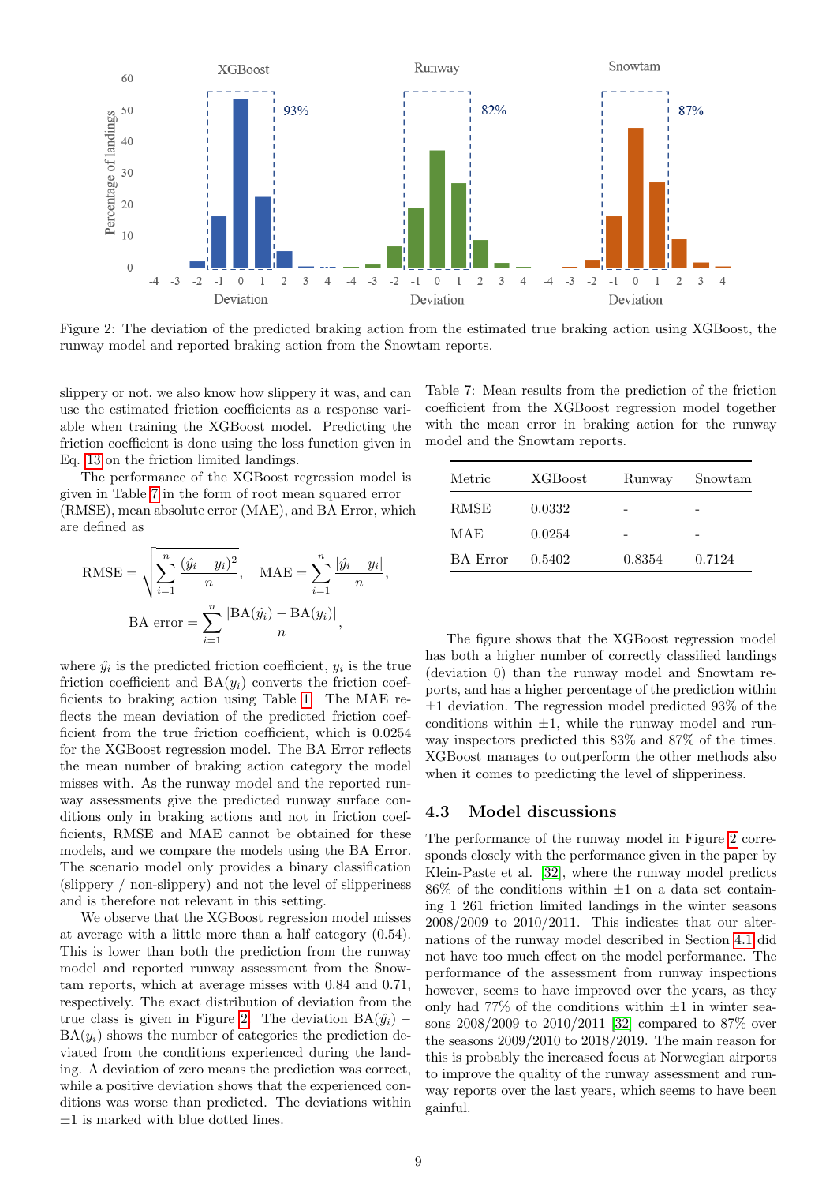Figure 2: The deviation of the predicted braking action from the estimated true braking action using XGBoost, the runway model and reported braking action from the Snowtam reports.

slippery or not, we also know how slippery it was, and can use the estimated friction coefficients as a response variable when training the XGBoost model. Predicting the friction coefficient is done using the loss function given in Eq. 13 on the friction limited landings.

The performance of the XGBoost regression model is given in Table 7 in the form of root mean squared error (RMSE), mean absolute error (MAE), and BA Error, which are defined as

$$\text{RMSE} = \sqrt{\sum_{i=1}^{n} \frac{(\hat{y}_i - y_i)^2}{n}}, \quad \text{MAE} = \sum_{i=1}^{n} \frac{|\hat{y}_i - y_i|}{n},$$

$$\text{BA error} = \sum_{i=1}^{n} \frac{|\text{BA}(\hat{y}_i) - \text{BA}(y_i)|}{n},$$

where $\hat{y}_i$ is the predicted friction coefficient, $y_i$ is the true friction coefficient and $\text{BA}(y_i)$ converts the friction coefficients to braking action using Table 1. The MAE reflects the mean deviation of the predicted friction coefficient from the true friction coefficient, which is 0.0254 for the XGBoost regression model. The BA Error reflects the mean number of braking action category the model misses with. As the runway model and the reported runway assessments give the predicted runway surface conditions only in braking actions and not in friction coefficients, RMSE and MAE cannot be obtained for these models, and we compare the models using the BA Error. The scenario model only provides a binary classification (slippery / non-slippery) and not the level of slipperiness and is therefore not relevant in this setting.

We observe that the XGBoost regression model misses at average with a little more than a half category (0.54). This is lower than both the prediction from the runway model and reported runway assessment from the Snowtam reports, which at average misses with 0.84 and 0.71, respectively. The exact distribution of deviation from the true class is given in Figure 2. The deviation $\text{BA}(\hat{y}_i) - \text{BA}(y_i)$ shows the number of categories the prediction deviated from the conditions experienced during the landing. A deviation of zero means the prediction was correct, while a positive deviation shows that the experienced conditions was worse than predicted. The deviations within $\pm 1$ is marked with blue dotted lines.

Table 7: Mean results from the prediction of the friction coefficient from the XGBoost regression model together with the mean error in braking action for the runway model and the Snowtam reports.

| Metric | XGBoost | Runway | Snowtam |
|---|---|---|---|
| RMSE | 0.0332 | - | - |
| MAE | 0.0254 | - | - |
| BA Error | 0.5402 | 0.8354 | 0.7124 |

The figure shows that the XGBoost regression model has both a higher number of correctly classified landings (deviation 0) than the runway model and Snowtam reports, and has a higher percentage of the prediction within $\pm 1$ deviation. The regression model predicted 93% of the conditions within $\pm 1$, while the runway model and runway inspectors predicted this 83% and 87% of the times. XGBoost manages to outperform the other methods also when it comes to predicting the level of slipperiness.

### 4.3 Model discussions

The performance of the runway model in Figure 2 corresponds closely with the performance given in the paper by Klein-Paste et al. [32], where the runway model predicts 86% of the conditions within $\pm 1$ on a data set containing 1 261 friction limited landings in the winter seasons 2008/2009 to 2010/2011. This indicates that our alternations of the runway model described in Section 4.1 did not have too much effect on the model performance. The performance of the assessment from runway inspections however, seems to have improved over the years, as they only had 77% of the conditions within $\pm 1$ in winter seasons 2008/2009 to 2010/2011 [32] compared to 87% over the seasons 2009/2010 to 2018/2019. The main reason for this is probably the increased focus at Norwegian airports to improve the quality of the runway assessment and runway reports over the last years, which seems to have been gainful.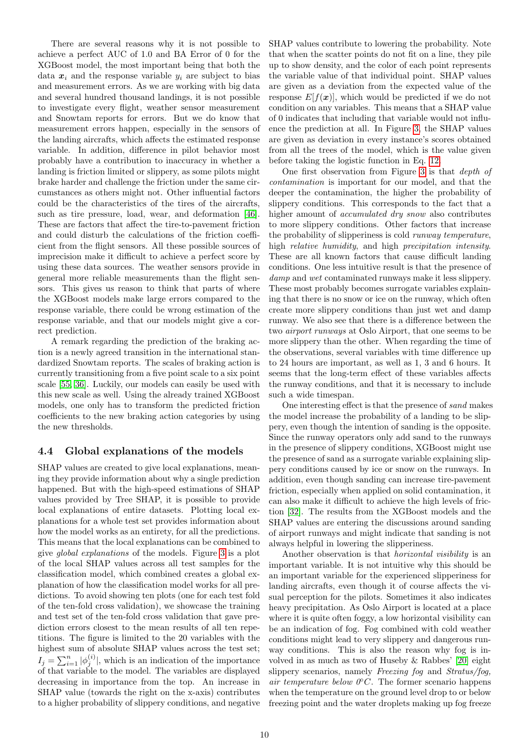There are several reasons why it is not possible to achieve a perfect AUC of 1.0 and BA Error of 0 for the XGBoost model, the most important being that both the data $\boldsymbol{x}_i$ and the response variable $y_i$ are subject to bias and measurement errors. As we are working with big data and several hundred thousand landings, it is not possible to investigate every flight, weather sensor measurement and Snowtam reports for errors. But we do know that measurement errors happen, especially in the sensors of the landing aircrafts, which affects the estimated response variable. In addition, difference in pilot behavior most probably have a contribution to inaccuracy in whether a landing is friction limited or slippery, as some pilots might brake harder and challenge the friction under the same circumstances as others might not. Other influential factors could be the characteristics of the tires of the aircrafts, such as tire pressure, load, wear, and deformation [46]. These are factors that affect the tire-to-pavement friction and could disturb the calculations of the friction coefficient from the flight sensors. All these possible sources of imprecision make it difficult to achieve a perfect score by using these data sources. The weather sensors provide in general more reliable measurements than the flight sensors. This gives us reason to think that parts of where the XGBoost models make large errors compared to the response variable, there could be wrong estimation of the response variable, and that our models might give a correct prediction.

A remark regarding the prediction of the braking action is a newly agreed transition in the international standardized Snowtam reports. The scales of braking action is currently transitioning from a five point scale to a six point scale [55, 36]. Luckily, our models can easily be used with this new scale as well. Using the already trained XGBoost models, one only has to transform the predicted friction coefficients to the new braking action categories by using the new thresholds.

## 4.4 Global explanations of the models

SHAP values are created to give local explanations, meaning they provide information about why a single prediction happened. But with the high-speed estimations of SHAP values provided by Tree SHAP, it is possible to provide local explanations of entire datasets. Plotting local explanations for a whole test set provides information about how the model works as an entirety, for all the predictions. This means that the local explanations can be combined to give *global explanations* of the models. Figure 3 is a plot of the local SHAP values across all test samples for the classification model, which combined creates a global explanation of how the classification model works for all predictions. To avoid showing ten plots (one for each test fold of the ten-fold cross validation), we showcase the training and test set of the ten-fold cross validation that gave prediction errors closest to the mean results of all ten repetitions. The figure is limited to the 20 variables with the highest sum of absolute SHAP values across the test set; $I_j = \sum_{i=1}^{n} |\phi_j^{(i)}|$, which is an indication of the importance of that variable to the model. The variables are displayed decreasing in importance from the top. An increase in SHAP value (towards the right on the x-axis) contributes to a higher probability of slippery conditions, and negative SHAP values contribute to lowering the probability. Note that when the scatter points do not fit on a line, they pile up to show density, and the color of each point represents the variable value of that individual point. SHAP values are given as a deviation from the expected value of the response $E[f(\boldsymbol{x})]$, which would be predicted if we do not condition on any variables. This means that a SHAP value of 0 indicates that including that variable would not influence the prediction at all. In Figure 3, the SHAP values are given as deviation in every instance's scores obtained from all the trees of the model, which is the value given before taking the logistic function in Eq. 12.

One first observation from Figure 3 is that *depth of contamination* is important for our model, and that the deeper the contamination, the higher the probability of slippery conditions. This corresponds to the fact that a higher amount of *accumulated dry snow* also contributes to more slippery conditions. Other factors that increase the probability of slipperiness is cold *runway temperature*, high *relative humidity*, and high *precipitation intensity*. These are all known factors that cause difficult landing conditions. One less intuitive result is that the presence of *damp* and *wet* contaminated runways make it less slippery. These most probably becomes surrogate variables explaining that there is no snow or ice on the runway, which often create more slippery conditions than just wet and damp runway. We also see that there is a difference between the two *airport runways* at Oslo Airport, that one seems to be more slippery than the other. When regarding the time of the observations, several variables with time difference up to 24 hours are important, as well as 1, 3 and 6 hours. It seems that the long-term effect of these variables affects the runway conditions, and that it is necessary to include such a wide timespan.

One interesting effect is that the presence of *sand* makes the model increase the probability of a landing to be slippery, even though the intention of sanding is the opposite. Since the runway operators only add sand to the runways in the presence of slippery conditions, XGBoost might use the presence of sand as a surrogate variable explaining slippery conditions caused by ice or snow on the runways. In addition, even though sanding can increase tire-pavement friction, especially when applied on solid contamination, it can also make it difficult to achieve the high levels of friction [32]. The results from the XGBoost models and the SHAP values are entering the discussions around sanding of airport runways and might indicate that sanding is not always helpful in lowering the slipperiness.

Another observation is that *horizontal visibility* is an important variable. It is not intuitive why this should be an important variable for the experienced slipperiness for landing aircrafts, even though it of course affects the visual perception for the pilots. Sometimes it also indicates heavy precipitation. As Oslo Airport is located at a place where it is quite often foggy, a low horizontal visibility can be an indication of fog. Fog combined with cold weather conditions might lead to very slippery and dangerous runway conditions. This is also the reason why fog is involved in as much as two of Huseby & Rabbes' [20] eight slippery scenarios, namely *Freezing fog* and *Stratus/fog, air temperature below 0°C*. The former scenario happens when the temperature on the ground level drop to or below freezing point and the water droplets making up fog freeze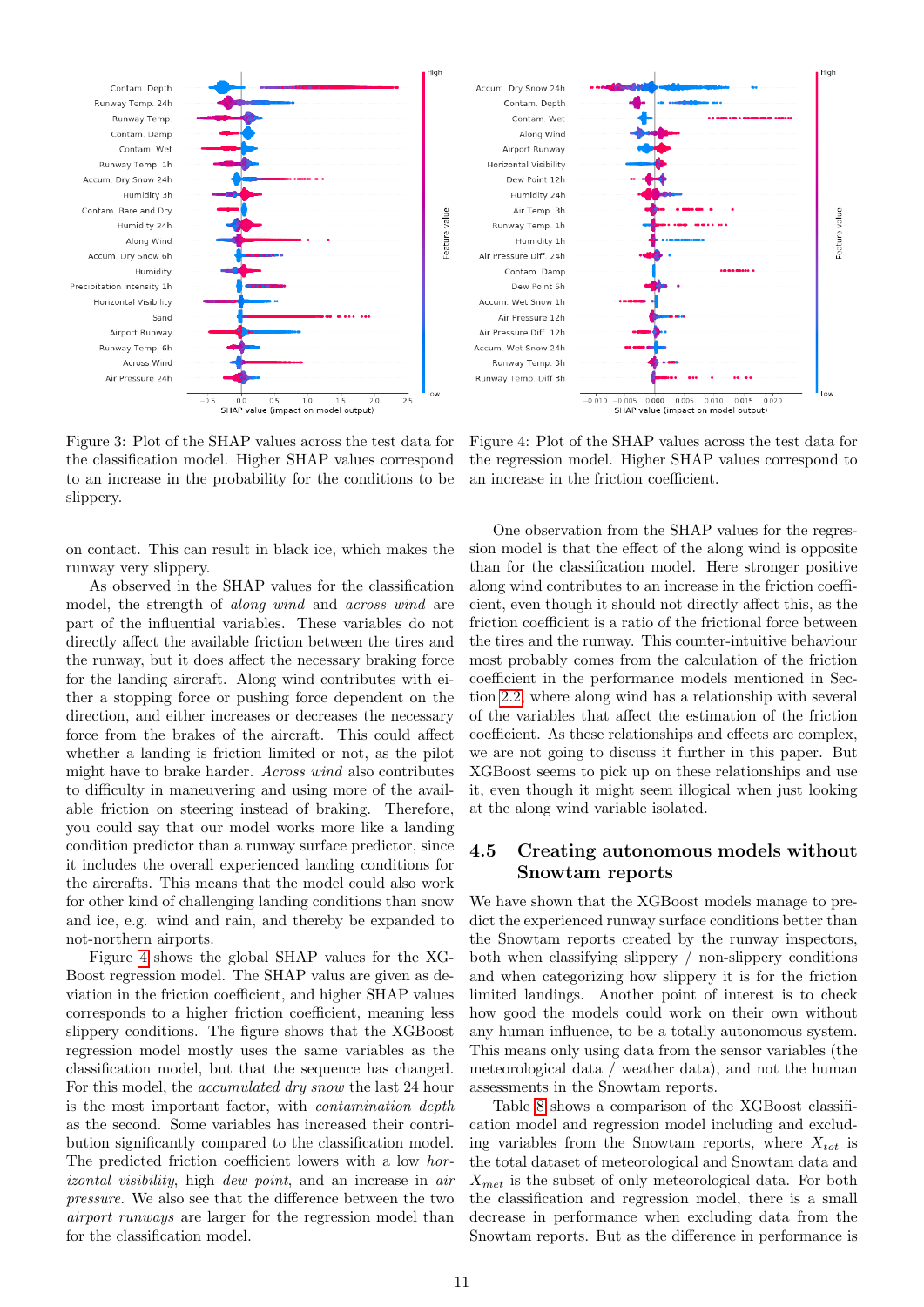Figure 3: Plot of the SHAP values across the test data for the classification model. Higher SHAP values correspond to an increase in the probability for the conditions to be slippery.

Figure 4: Plot of the SHAP values across the test data for the regression model. Higher SHAP values correspond to an increase in the friction coefficient.

on contact. This can result in black ice, which makes the runway very slippery.

As observed in the SHAP values for the classification model, the strength of *along wind* and *across wind* are part of the influential variables. These variables do not directly affect the available friction between the tires and the runway, but it does affect the necessary braking force for the landing aircraft. Along wind contributes with either a stopping force or pushing force dependent on the direction, and either increases or decreases the necessary force from the brakes of the aircraft. This could affect whether a landing is friction limited or not, as the pilot might have to brake harder. *Across wind* also contributes to difficulty in maneuvering and using more of the available friction on steering instead of braking. Therefore, you could say that our model works more like a landing condition predictor than a runway surface predictor, since it includes the overall experienced landing conditions for the aircrafts. This means that the model could also work for other kind of challenging landing conditions than snow and ice, e.g. wind and rain, and thereby be expanded to not-northern airports.

Figure 4 shows the global SHAP values for the XGBoost regression model. The SHAP valus are given as deviation in the friction coefficient, and higher SHAP values corresponds to a higher friction coefficient, meaning less slippery conditions. The figure shows that the XGBoost regression model mostly uses the same variables as the classification model, but that the sequence has changed. For this model, the *accumulated dry snow* the last 24 hour is the most important factor, with *contamination depth* as the second. Some variables has increased their contribution significantly compared to the classification model. The predicted friction coefficient lowers with a low *horizontal visibility*, high *dew point*, and an increase in *air pressure*. We also see that the difference between the two *airport runways* are larger for the regression model than for the classification model.

One observation from the SHAP values for the regression model is that the effect of the along wind is opposite than for the classification model. Here stronger positive along wind contributes to an increase in the friction coefficient, even though it should not directly affect this, as the friction coefficient is a ratio of the frictional force between the tires and the runway. This counter-intuitive behaviour most probably comes from the calculation of the friction coefficient in the performance models mentioned in Section 2.2, where along wind has a relationship with several of the variables that affect the estimation of the friction coefficient. As these relationships and effects are complex, we are not going to discuss it further in this paper. But XGBoost seems to pick up on these relationships and use it, even though it might seem illogical when just looking at the along wind variable isolated.

### 4.5 Creating autonomous models without Snowtam reports

We have shown that the XGBoost models manage to predict the experienced runway surface conditions better than the Snowtam reports created by the runway inspectors, both when classifying slippery / non-slippery conditions and when categorizing how slippery it is for the friction limited landings. Another point of interest is to check how good the models could work on their own without any human influence, to be a totally autonomous system. This means only using data from the sensor variables (the meteorological data / weather data), and not the human assessments in the Snowtam reports.

Table 8 shows a comparison of the XGBoost classification model and regression model including and excluding variables from the Snowtam reports, where $X_{tot}$ is the total dataset of meteorological and Snowtam data and $X_{met}$ is the subset of only meteorological data. For both the classification and regression model, there is a small decrease in performance when excluding data from the Snowtam reports. But as the difference in performance is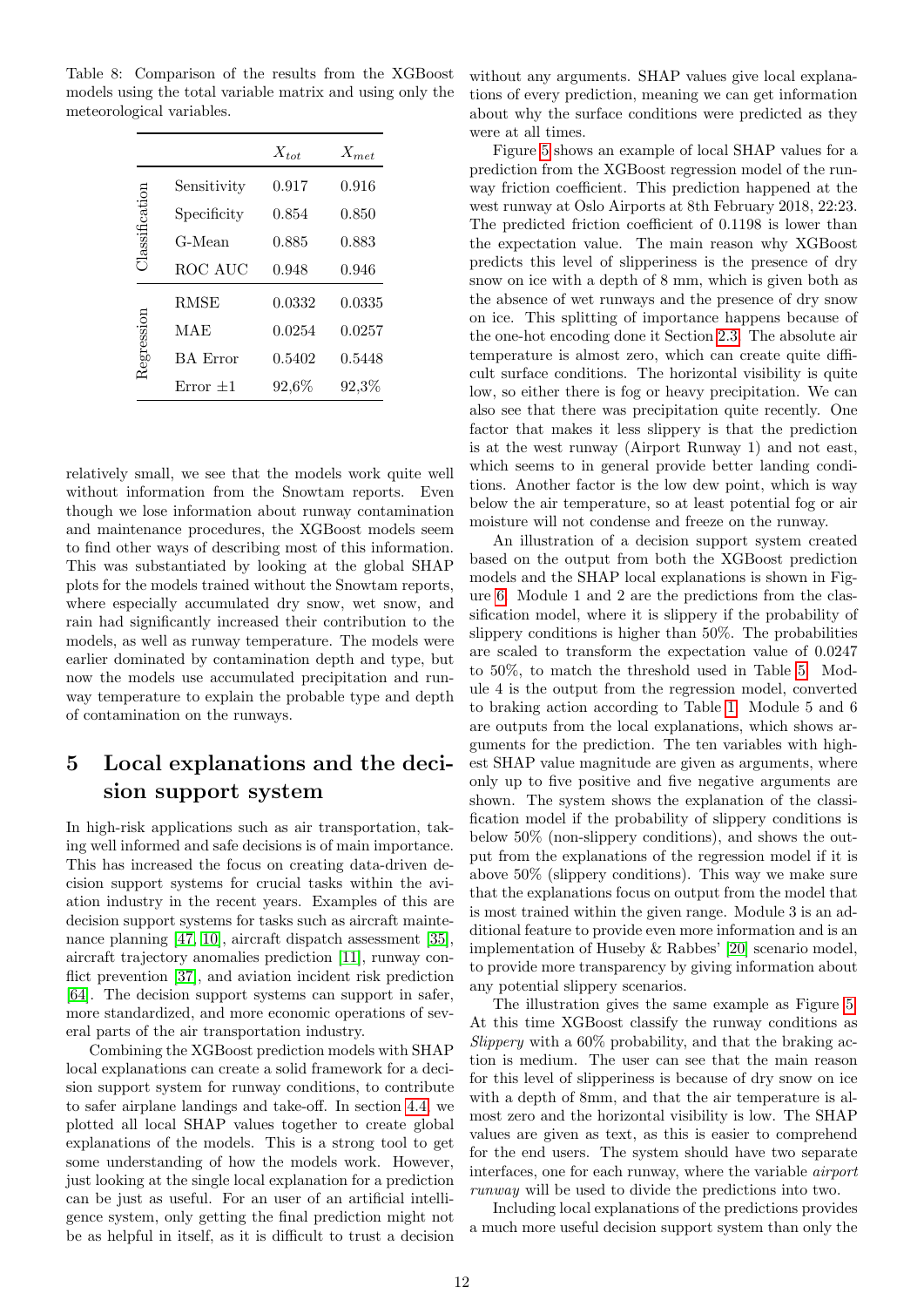Table 8: Comparison of the results from the XGBoost models using the total variable matrix and using only the meteorological variables.

| | | $X_{tot}$ | $X_{met}$ |
|---|---|---|---|
| Classification | Sensitivity | 0.917 | 0.916 |
| | Specificity | 0.854 | 0.850 |
| | G-Mean | 0.885 | 0.883 |
| | ROC AUC | 0.948 | 0.946 |
| Regression | RMSE | 0.0332 | 0.0335 |
| | MAE | 0.0254 | 0.0257 |
| | BA Error | 0.5402 | 0.5448 |
| | Error ±1 | 92,6% | 92,3% |

relatively small, we see that the models work quite well without information from the Snowtam reports. Even though we lose information about runway contamination and maintenance procedures, the XGBoost models seem to find other ways of describing most of this information. This was substantiated by looking at the global SHAP plots for the models trained without the Snowtam reports, where especially accumulated dry snow, wet snow, and rain had significantly increased their contribution to the models, as well as runway temperature. The models were earlier dominated by contamination depth and type, but now the models use accumulated precipitation and runway temperature to explain the probable type and depth of contamination on the runways.

# 5 Local explanations and the decision support system

In high-risk applications such as air transportation, taking well informed and safe decisions is of main importance. This has increased the focus on creating data-driven decision support systems for crucial tasks within the aviation industry in the recent years. Examples of this are decision support systems for tasks such as aircraft maintenance planning [47, 10], aircraft dispatch assessment [35], aircraft trajectory anomalies prediction [11], runway conflict prevention [37], and aviation incident risk prediction [64]. The decision support systems can support in safer, more standardized, and more economic operations of several parts of the air transportation industry.

Combining the XGBoost prediction models with SHAP local explanations can create a solid framework for a decision support system for runway conditions, to contribute to safer airplane landings and take-off. In section 4.4 we plotted all local SHAP values together to create global explanations of the models. This is a strong tool to get some understanding of how the models work. However, just looking at the single local explanation for a prediction can be just as useful. For an user of an artificial intelligence system, only getting the final prediction might not be as helpful in itself, as it is difficult to trust a decision without any arguments. SHAP values give local explanations of every prediction, meaning we can get information about why the surface conditions were predicted as they were at all times.

Figure 5 shows an example of local SHAP values for a prediction from the XGBoost regression model of the runway friction coefficient. This prediction happened at the west runway at Oslo Airports at 8th February 2018, 22:23. The predicted friction coefficient of 0.1198 is lower than the expectation value. The main reason why XGBoost predicts this level of slipperiness is the presence of dry snow on ice with a depth of 8 mm, which is given both as the absence of wet runways and the presence of dry snow on ice. This splitting of importance happens because of the one-hot encoding done it Section 2.3. The absolute air temperature is almost zero, which can create quite difficult surface conditions. The horizontal visibility is quite low, so either there is fog or heavy precipitation. We can also see that there was precipitation quite recently. One factor that makes it less slippery is that the prediction is at the west runway (Airport Runway 1) and not east, which seems to in general provide better landing conditions. Another factor is the low dew point, which is way below the air temperature, so at least potential fog or air moisture will not condense and freeze on the runway.

An illustration of a decision support system created based on the output from both the XGBoost prediction models and the SHAP local explanations is shown in Figure 6. Module 1 and 2 are the predictions from the classification model, where it is slippery if the probability of slippery conditions is higher than 50%. The probabilities are scaled to transform the expectation value of 0.0247 to 50%, to match the threshold used in Table 5. Module 4 is the output from the regression model, converted to braking action according to Table 1. Module 5 and 6 are outputs from the local explanations, which shows arguments for the prediction. The ten variables with highest SHAP value magnitude are given as arguments, where only up to five positive and five negative arguments are shown. The system shows the explanation of the classification model if the probability of slippery conditions is below 50% (non-slippery conditions), and shows the output from the explanations of the regression model if it is above 50% (slippery conditions). This way we make sure that the explanations focus on output from the model that is most trained within the given range. Module 3 is an additional feature to provide even more information and is an implementation of Huseby & Rabbes' [20] scenario model, to provide more transparency by giving information about any potential slippery scenarios.

The illustration gives the same example as Figure 5. At this time XGBoost classify the runway conditions as *Slippery* with a 60% probability, and that the braking action is medium. The user can see that the main reason for this level of slipperiness is because of dry snow on ice with a depth of 8mm, and that the air temperature is almost zero and the horizontal visibility is low. The SHAP values are given as text, as this is easier to comprehend for the end users. The system should have two separate interfaces, one for each runway, where the variable *airport runway* will be used to divide the predictions into two.

Including local explanations of the predictions provides a much more useful decision support system than only the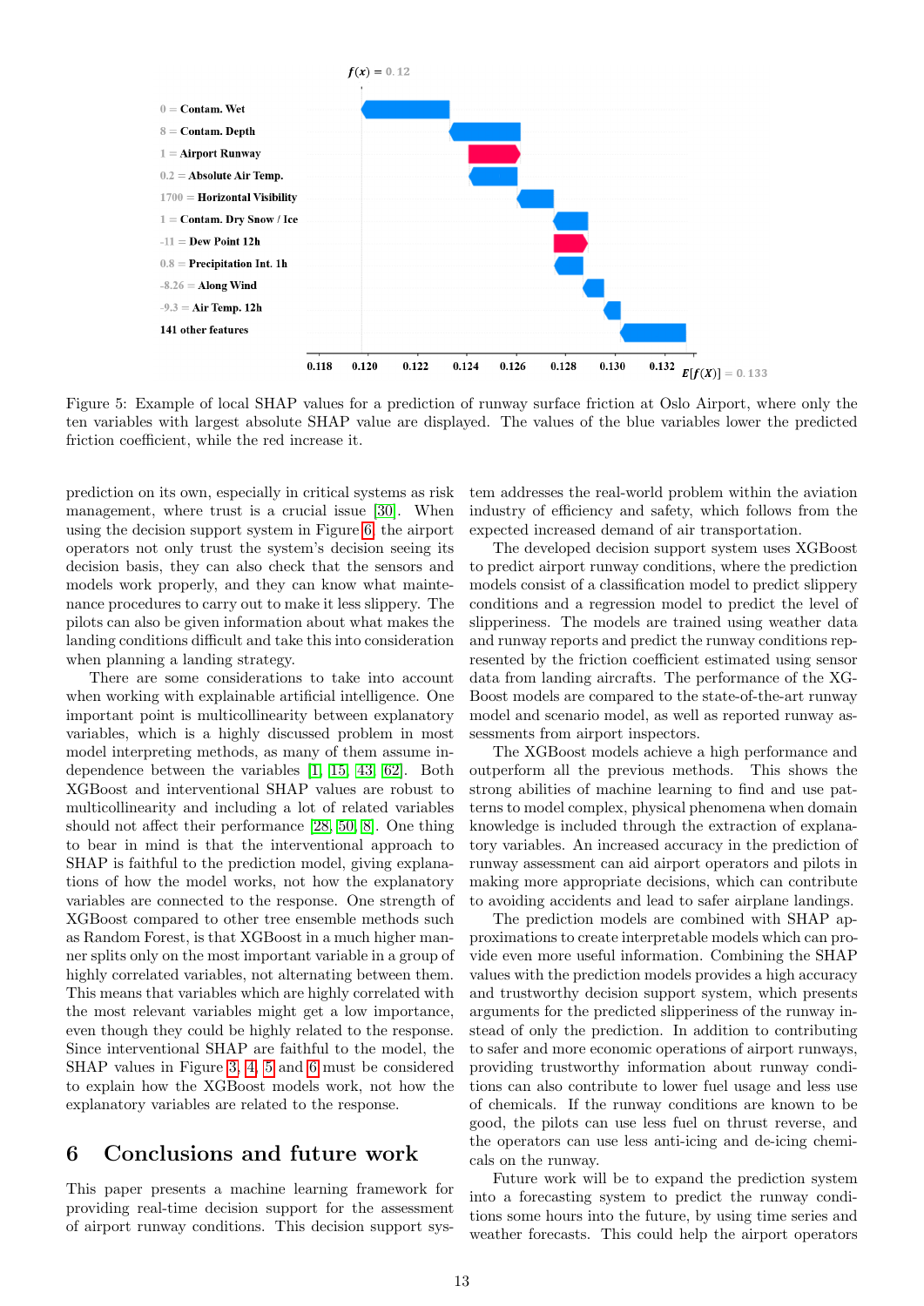Figure 5: Example of local SHAP values for a prediction of runway surface friction at Oslo Airport, where only the ten variables with largest absolute SHAP value are displayed. The values of the blue variables lower the predicted friction coefficient, while the red increase it.

prediction on its own, especially in critical systems as risk management, where trust is a crucial issue [30]. When using the decision support system in Figure 6, the airport operators not only trust the system's decision seeing its decision basis, they can also check that the sensors and models work properly, and they can know what maintenance procedures to carry out to make it less slippery. The pilots can also be given information about what makes the landing conditions difficult and take this into consideration when planning a landing strategy.

There are some considerations to take into account when working with explainable artificial intelligence. One important point is multicollinearity between explanatory variables, which is a highly discussed problem in most model interpreting methods, as many of them assume independence between the variables [1, 15, 43, 62]. Both XGBoost and interventional SHAP values are robust to multicollinearity and including a lot of related variables should not affect their performance [28, 50, 8]. One thing to bear in mind is that the interventional approach to SHAP is faithful to the prediction model, giving explanations of how the model works, not how the explanatory variables are connected to the response. One strength of XGBoost compared to other tree ensemble methods such as Random Forest, is that XGBoost in a much higher manner splits only on the most important variable in a group of highly correlated variables, not alternating between them. This means that variables which are highly correlated with the most relevant variables might get a low importance, even though they could be highly related to the response. Since interventional SHAP are faithful to the model, the SHAP values in Figure 3, 4, 5 and 6 must be considered to explain how the XGBoost models work, not how the explanatory variables are related to the response.

# 6 Conclusions and future work

This paper presents a machine learning framework for providing real-time decision support for the assessment of airport runway conditions. This decision support system addresses the real-world problem within the aviation industry of efficiency and safety, which follows from the expected increased demand of air transportation.

The developed decision support system uses XGBoost to predict airport runway conditions, where the prediction models consist of a classification model to predict slippery conditions and a regression model to predict the level of slipperiness. The models are trained using weather data and runway reports and predict the runway conditions represented by the friction coefficient estimated using sensor data from landing aircrafts. The performance of the XGBoost models are compared to the state-of-the-art runway model and scenario model, as well as reported runway assessments from airport inspectors.

The XGBoost models achieve a high performance and outperform all the previous methods. This shows the strong abilities of machine learning to find and use patterns to model complex, physical phenomena when domain knowledge is included through the extraction of explanatory variables. An increased accuracy in the prediction of runway assessment can aid airport operators and pilots in making more appropriate decisions, which can contribute to avoiding accidents and lead to safer airplane landings.

The prediction models are combined with SHAP approximations to create interpretable models which can provide even more useful information. Combining the SHAP values with the prediction models provides a high accuracy and trustworthy decision support system, which presents arguments for the predicted slipperiness of the runway instead of only the prediction. In addition to contributing to safer and more economic operations of airport runways, providing trustworthy information about runway conditions can also contribute to lower fuel usage and less use of chemicals. If the runway conditions are known to be good, the pilots can use less fuel on thrust reverse, and the operators can use less anti-icing and de-icing chemicals on the runway.

Future work will be to expand the prediction system into a forecasting system to predict the runway conditions some hours into the future, by using time series and weather forecasts. This could help the airport operators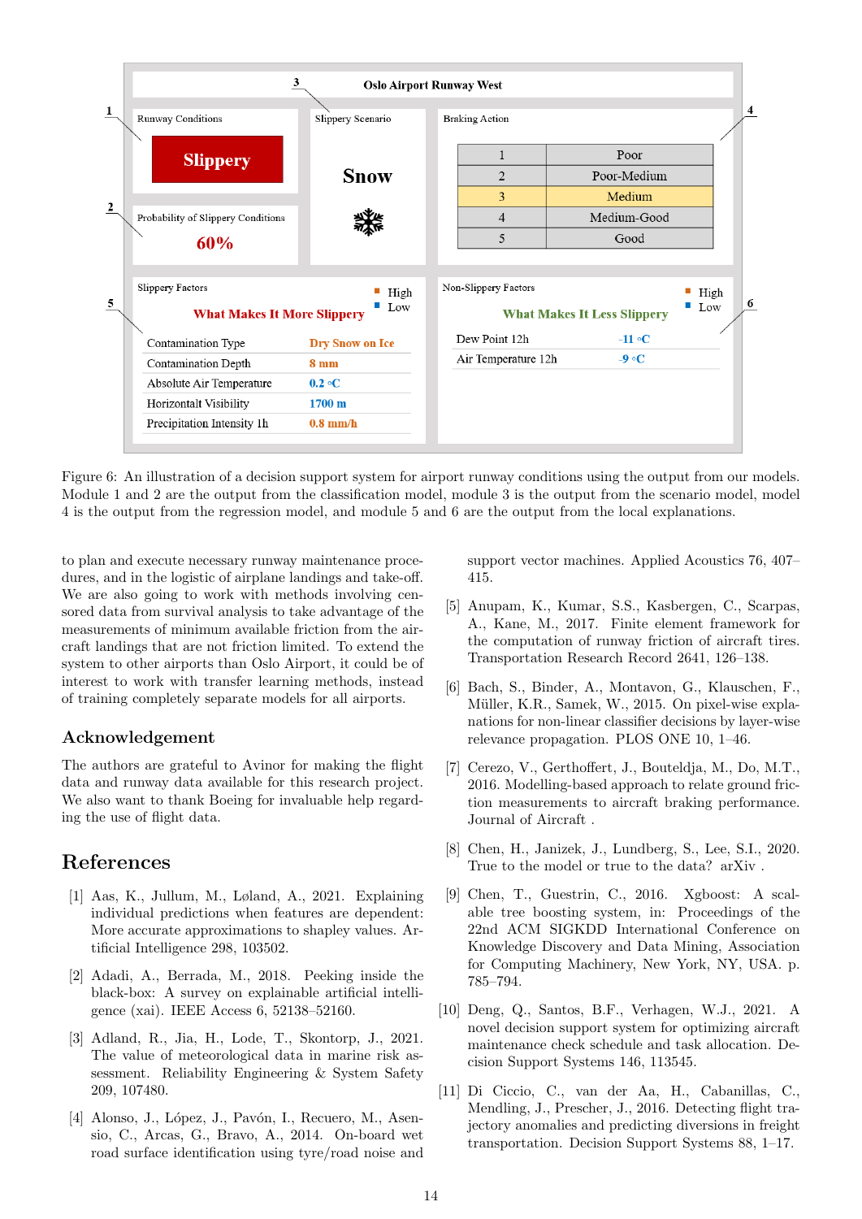Oslo Airport Runway West

| Runway Conditions | Slippery Scenario | Braking Action |
|---|---|---|
| Slippery | Snow | |
| Probability of Slippery Conditions: 60% | | |

| | Braking Action |
|---|---|
| 1 | Poor |
| 2 | Poor-Medium |
| 3 | Medium |
| 4 | Medium-Good |
| 5 | Good |

Slippery Factors — What Makes It More Slippery (High / Low)

| Factor | Value |
|---|---|
| Contamination Type | Dry Snow on Ice |
| Contamination Depth | 8 mm |
| Absolute Air Temperature | 0.2 °C |
| Horizontalt Visibility | 1700 m |
| Precipitation Intensity 1h | 0.8 mm/h |

Non-Slippery Factors — What Makes It Less Slippery (High / Low)

| Factor | Value |
|---|---|
| Dew Point 12h | -11 °C |
| Air Temperature 12h | -9 °C |

Figure 6: An illustration of a decision support system for airport runway conditions using the output from our models. Module 1 and 2 are the output from the classification model, module 3 is the output from the scenario model, model 4 is the output from the regression model, and module 5 and 6 are the output from the local explanations.

to plan and execute necessary runway maintenance procedures, and in the logistic of airplane landings and take-off. We are also going to work with methods involving censored data from survival analysis to take advantage of the measurements of minimum available friction from the aircraft landings that are not friction limited. To extend the system to other airports than Oslo Airport, it could be of interest to work with transfer learning methods, instead of training completely separate models for all airports.

## Acknowledgement

The authors are grateful to Avinor for making the flight data and runway data available for this research project. We also want to thank Boeing for invaluable help regarding the use of flight data.

# References

[1] Aas, K., Jullum, M., Løland, A., 2021. Explaining individual predictions when features are dependent: More accurate approximations to shapley values. Artificial Intelligence 298, 103502.

[2] Adadi, A., Berrada, M., 2018. Peeking inside the black-box: A survey on explainable artificial intelligence (xai). IEEE Access 6, 52138–52160.

[3] Adland, R., Jia, H., Lode, T., Skontorp, J., 2021. The value of meteorological data in marine risk assessment. Reliability Engineering & System Safety 209, 107480.

[4] Alonso, J., López, J., Pavón, I., Recuero, M., Asensio, C., Arcas, G., Bravo, A., 2014. On-board wet road surface identification using tyre/road noise and support vector machines. Applied Acoustics 76, 407–415.

[5] Anupam, K., Kumar, S.S., Kasbergen, C., Scarpas, A., Kane, M., 2017. Finite element framework for the computation of runway friction of aircraft tires. Transportation Research Record 2641, 126–138.

[6] Bach, S., Binder, A., Montavon, G., Klauschen, F., Müller, K.R., Samek, W., 2015. On pixel-wise explanations for non-linear classifier decisions by layer-wise relevance propagation. PLOS ONE 10, 1–46.

[7] Cerezo, V., Gerthoffert, J., Bouteldja, M., Do, M.T., 2016. Modelling-based approach to relate ground friction measurements to aircraft braking performance. Journal of Aircraft .

[8] Chen, H., Janizek, J., Lundberg, S., Lee, S.I., 2020. True to the model or true to the data? arXiv .

[9] Chen, T., Guestrin, C., 2016. Xgboost: A scalable tree boosting system, in: Proceedings of the 22nd ACM SIGKDD International Conference on Knowledge Discovery and Data Mining, Association for Computing Machinery, New York, NY, USA. p. 785–794.

[10] Deng, Q., Santos, B.F., Verhagen, W.J., 2021. A novel decision support system for optimizing aircraft maintenance check schedule and task allocation. Decision Support Systems 146, 113545.

[11] Di Ciccio, C., van der Aa, H., Cabanillas, C., Mendling, J., Prescher, J., 2016. Detecting flight trajectory anomalies and predicting diversions in freight transportation. Decision Support Systems 88, 1–17.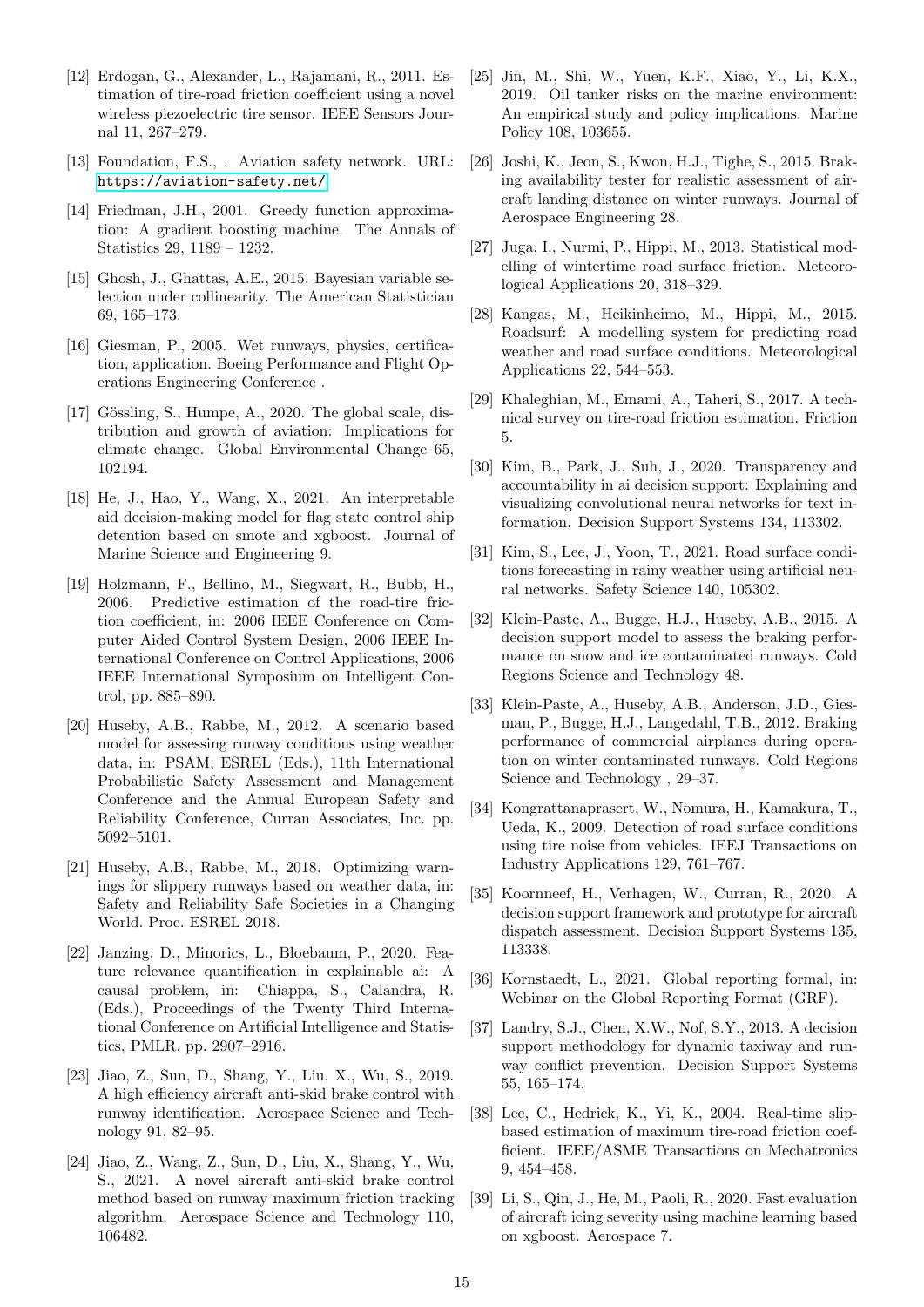[12] Erdogan, G., Alexander, L., Rajamani, R., 2011. Estimation of tire-road friction coefficient using a novel wireless piezoelectric tire sensor. IEEE Sensors Journal 11, 267–279.

[13] Foundation, F.S., . Aviation safety network. URL: https://aviation-safety.net/.

[14] Friedman, J.H., 2001. Greedy function approximation: A gradient boosting machine. The Annals of Statistics 29, 1189 – 1232.

[15] Ghosh, J., Ghattas, A.E., 2015. Bayesian variable selection under collinearity. The American Statistician 69, 165–173.

[16] Giesman, P., 2005. Wet runways, physics, certification, application. Boeing Performance and Flight Operations Engineering Conference .

[17] Gössling, S., Humpe, A., 2020. The global scale, distribution and growth of aviation: Implications for climate change. Global Environmental Change 65, 102194.

[18] He, J., Hao, Y., Wang, X., 2021. An interpretable aid decision-making model for flag state control ship detention based on smote and xgboost. Journal of Marine Science and Engineering 9.

[19] Holzmann, F., Bellino, M., Siegwart, R., Bubb, H., 2006. Predictive estimation of the road-tire friction coefficient, in: 2006 IEEE Conference on Computer Aided Control System Design, 2006 IEEE International Conference on Control Applications, 2006 IEEE International Symposium on Intelligent Control, pp. 885–890.

[20] Huseby, A.B., Rabbe, M., 2012. A scenario based model for assessing runway conditions using weather data, in: PSAM, ESREL (Eds.), 11th International Probabilistic Safety Assessment and Management Conference and the Annual European Safety and Reliability Conference, Curran Associates, Inc. pp. 5092–5101.

[21] Huseby, A.B., Rabbe, M., 2018. Optimizing warnings for slippery runways based on weather data, in: Safety and Reliability Safe Societies in a Changing World. Proc. ESREL 2018.

[22] Janzing, D., Minorics, L., Bloebaum, P., 2020. Feature relevance quantification in explainable ai: A causal problem, in: Chiappa, S., Calandra, R. (Eds.), Proceedings of the Twenty Third International Conference on Artificial Intelligence and Statistics, PMLR. pp. 2907–2916.

[23] Jiao, Z., Sun, D., Shang, Y., Liu, X., Wu, S., 2019. A high efficiency aircraft anti-skid brake control with runway identification. Aerospace Science and Technology 91, 82–95.

[24] Jiao, Z., Wang, Z., Sun, D., Liu, X., Shang, Y., Wu, S., 2021. A novel aircraft anti-skid brake control method based on runway maximum friction tracking algorithm. Aerospace Science and Technology 110, 106482.

[25] Jin, M., Shi, W., Yuen, K.F., Xiao, Y., Li, K.X., 2019. Oil tanker risks on the marine environment: An empirical study and policy implications. Marine Policy 108, 103655.

[26] Joshi, K., Jeon, S., Kwon, H.J., Tighe, S., 2015. Braking availability tester for realistic assessment of aircraft landing distance on winter runways. Journal of Aerospace Engineering 28.

[27] Juga, I., Nurmi, P., Hippi, M., 2013. Statistical modelling of wintertime road surface friction. Meteorological Applications 20, 318–329.

[28] Kangas, M., Heikinheimo, M., Hippi, M., 2015. Roadsurf: A modelling system for predicting road weather and road surface conditions. Meteorological Applications 22, 544–553.

[29] Khaleghian, M., Emami, A., Taheri, S., 2017. A technical survey on tire-road friction estimation. Friction 5.

[30] Kim, B., Park, J., Suh, J., 2020. Transparency and accountability in ai decision support: Explaining and visualizing convolutional neural networks for text information. Decision Support Systems 134, 113302.

[31] Kim, S., Lee, J., Yoon, T., 2021. Road surface conditions forecasting in rainy weather using artificial neural networks. Safety Science 140, 105302.

[32] Klein-Paste, A., Bugge, H.J., Huseby, A.B., 2015. A decision support model to assess the braking performance on snow and ice contaminated runways. Cold Regions Science and Technology 48.

[33] Klein-Paste, A., Huseby, A.B., Anderson, J.D., Giesman, P., Bugge, H.J., Langedahl, T.B., 2012. Braking performance of commercial airplanes during operation on winter contaminated runways. Cold Regions Science and Technology , 29–37.

[34] Kongrattanaprasert, W., Nomura, H., Kamakura, T., Ueda, K., 2009. Detection of road surface conditions using tire noise from vehicles. IEEJ Transactions on Industry Applications 129, 761–767.

[35] Koornneef, H., Verhagen, W., Curran, R., 2020. A decision support framework and prototype for aircraft dispatch assessment. Decision Support Systems 135, 113338.

[36] Kornstaedt, L., 2021. Global reporting formal, in: Webinar on the Global Reporting Format (GRF).

[37] Landry, S.J., Chen, X.W., Nof, S.Y., 2013. A decision support methodology for dynamic taxiway and runway conflict prevention. Decision Support Systems 55, 165–174.

[38] Lee, C., Hedrick, K., Yi, K., 2004. Real-time slip-based estimation of maximum tire-road friction coefficient. IEEE/ASME Transactions on Mechatronics 9, 454–458.

[39] Li, S., Qin, J., He, M., Paoli, R., 2020. Fast evaluation of aircraft icing severity using machine learning based on xgboost. Aerospace 7.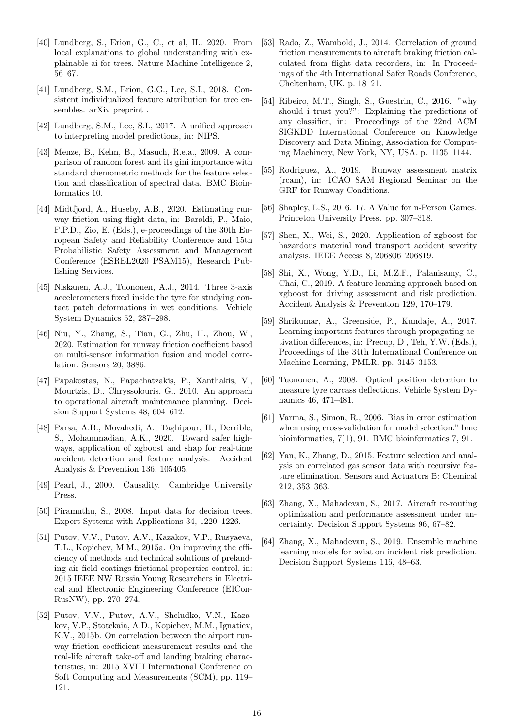[40] Lundberg, S., Erion, G., C., et al, H., 2020. From local explanations to global understanding with explainable ai for trees. Nature Machine Intelligence 2, 56–67.

[41] Lundberg, S.M., Erion, G.G., Lee, S.I., 2018. Consistent individualized feature attribution for tree ensembles. arXiv preprint .

[42] Lundberg, S.M., Lee, S.I., 2017. A unified approach to interpreting model predictions, in: NIPS.

[43] Menze, B., Kelm, B., Masuch, R.e.a., 2009. A comparison of random forest and its gini importance with standard chemometric methods for the feature selection and classification of spectral data. BMC Bioinformatics 10.

[44] Midtfjord, A., Huseby, A.B., 2020. Estimating runway friction using flight data, in: Baraldi, P., Maio, F.P.D., Zio, E. (Eds.), e-proceedings of the 30th European Safety and Reliability Conference and 15th Probabilistic Safety Assessment and Management Conference (ESREL2020 PSAM15), Research Publishing Services.

[45] Niskanen, A.J., Tuononen, A.J., 2014. Three 3-axis accelerometers fixed inside the tyre for studying contact patch deformations in wet conditions. Vehicle System Dynamics 52, 287–298.

[46] Niu, Y., Zhang, S., Tian, G., Zhu, H., Zhou, W., 2020. Estimation for runway friction coefficient based on multi-sensor information fusion and model correlation. Sensors 20, 3886.

[47] Papakostas, N., Papachatzakis, P., Xanthakis, V., Mourtzis, D., Chryssolouris, G., 2010. An approach to operational aircraft maintenance planning. Decision Support Systems 48, 604–612.

[48] Parsa, A.B., Movahedi, A., Taghipour, H., Derrible, S., Mohammadian, A.K., 2020. Toward safer highways, application of xgboost and shap for real-time accident detection and feature analysis. Accident Analysis & Prevention 136, 105405.

[49] Pearl, J., 2000. Causality. Cambridge University Press.

[50] Piramuthu, S., 2008. Input data for decision trees. Expert Systems with Applications 34, 1220–1226.

[51] Putov, V.V., Putov, A.V., Kazakov, V.P., Rusyaeva, T.L., Kopichev, M.M., 2015a. On improving the efficiency of methods and technical solutions of prelanding air field coatings frictional properties control, in: 2015 IEEE NW Russia Young Researchers in Electrical and Electronic Engineering Conference (EIConRusNW), pp. 270–274.

[52] Putov, V.V., Putov, A.V., Sheludko, V.N., Kazakov, V.P., Stotckaia, A.D., Kopichev, M.M., Ignatiev, K.V., 2015b. On correlation between the airport runway friction coefficient measurement results and the real-life aircraft take-off and landing braking characteristics, in: 2015 XVIII International Conference on Soft Computing and Measurements (SCM), pp. 119–121.

[53] Rado, Z., Wambold, J., 2014. Correlation of ground friction measurements to aircraft braking friction calculated from flight data recorders, in: In Proceedings of the 4th International Safer Roads Conference, Cheltenham, UK. p. 18–21.

[54] Ribeiro, M.T., Singh, S., Guestrin, C., 2016. "why should i trust you?": Explaining the predictions of any classifier, in: Proceedings of the 22nd ACM SIGKDD International Conference on Knowledge Discovery and Data Mining, Association for Computing Machinery, New York, NY, USA. p. 1135–1144.

[55] Rodriguez, A., 2019. Runway assessment matrix (rcam), in: ICAO SAM Regional Seminar on the GRF for Runway Conditions.

[56] Shapley, L.S., 2016. 17. A Value for n-Person Games. Princeton University Press. pp. 307–318.

[57] Shen, X., Wei, S., 2020. Application of xgboost for hazardous material road transport accident severity analysis. IEEE Access 8, 206806–206819.

[58] Shi, X., Wong, Y.D., Li, M.Z.F., Palanisamy, C., Chai, C., 2019. A feature learning approach based on xgboost for driving assessment and risk prediction. Accident Analysis & Prevention 129, 170–179.

[59] Shrikumar, A., Greenside, P., Kundaje, A., 2017. Learning important features through propagating activation differences, in: Precup, D., Teh, Y.W. (Eds.), Proceedings of the 34th International Conference on Machine Learning, PMLR. pp. 3145–3153.

[60] Tuononen, A., 2008. Optical position detection to measure tyre carcass deflections. Vehicle System Dynamics 46, 471–481.

[61] Varma, S., Simon, R., 2006. Bias in error estimation when using cross-validation for model selection." bmc bioinformatics, 7(1), 91. BMC bioinformatics 7, 91.

[62] Yan, K., Zhang, D., 2015. Feature selection and analysis on correlated gas sensor data with recursive feature elimination. Sensors and Actuators B: Chemical 212, 353–363.

[63] Zhang, X., Mahadevan, S., 2017. Aircraft re-routing optimization and performance assessment under uncertainty. Decision Support Systems 96, 67–82.

[64] Zhang, X., Mahadevan, S., 2019. Ensemble machine learning models for aviation incident risk prediction. Decision Support Systems 116, 48–63.